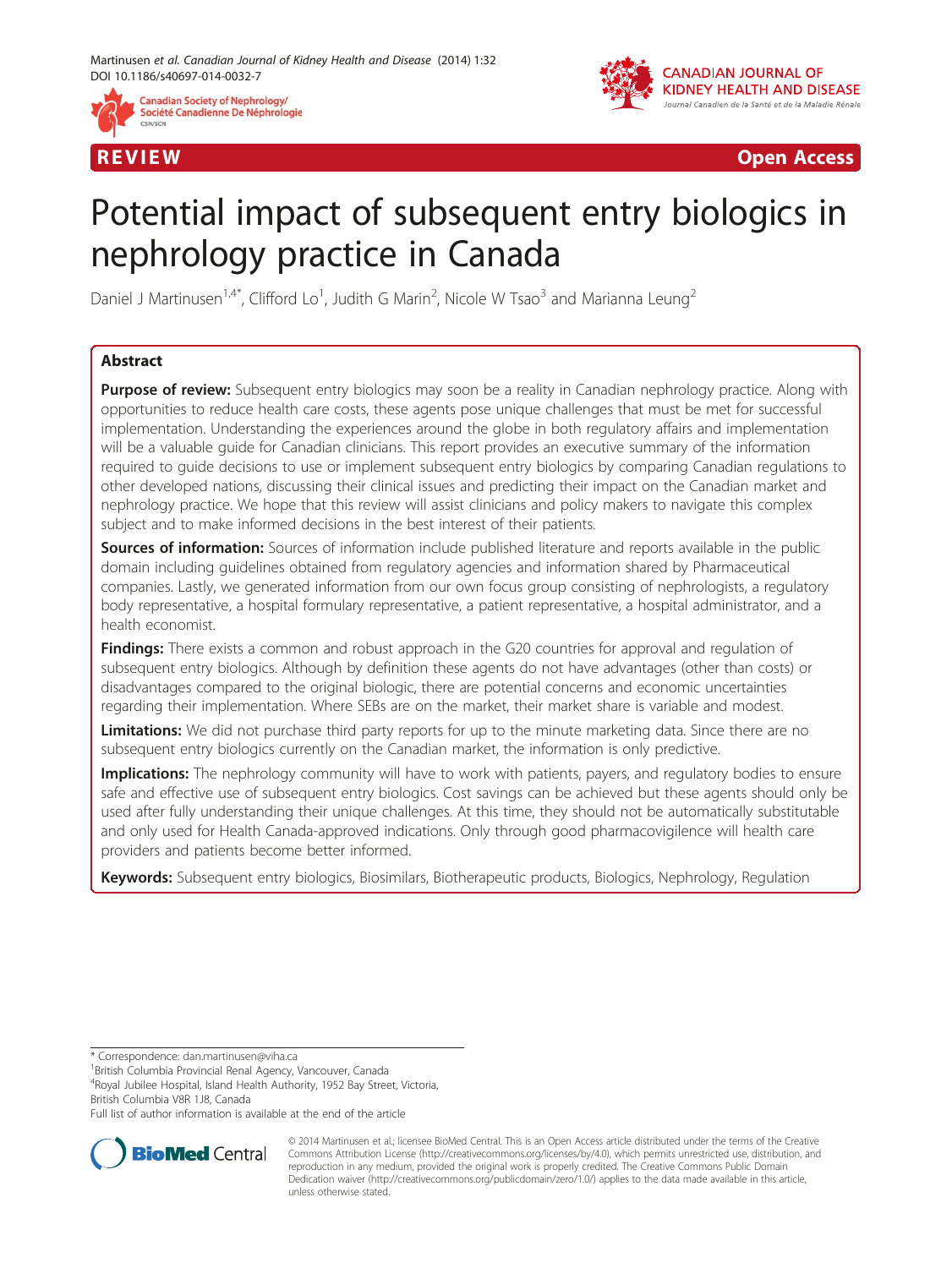REVIEW Open Access

# Potential impact of subsequent entry biologics in nephrology practice in Canada

Daniel J Martinusen[1,4*], Clifford Lo[1], Judith G Marin[2], Nicole W Tsao[3] and Marianna Leung[2]

## Abstract

**Purpose of review:** Subsequent entry biologics may soon be a reality in Canadian nephrology practice. Along with opportunities to reduce health care costs, these agents pose unique challenges that must be met for successful implementation. Understanding the experiences around the globe in both regulatory affairs and implementation will be a valuable guide for Canadian clinicians. This report provides an executive summary of the information required to guide decisions to use or implement subsequent entry biologics by comparing Canadian regulations to other developed nations, discussing their clinical issues and predicting their impact on the Canadian market and nephrology practice. We hope that this review will assist clinicians and policy makers to navigate this complex subject and to make informed decisions in the best interest of their patients.

**Sources of information:** Sources of information include published literature and reports available in the public domain including guidelines obtained from regulatory agencies and information shared by Pharmaceutical companies. Lastly, we generated information from our own focus group consisting of nephrologists, a regulatory body representative, a hospital formulary representative, a patient representative, a hospital administrator, and a health economist.

**Findings:** There exists a common and robust approach in the G20 countries for approval and regulation of subsequent entry biologics. Although by definition these agents do not have advantages (other than costs) or disadvantages compared to the original biologic, there are potential concerns and economic uncertainties regarding their implementation. Where SEBs are on the market, their market share is variable and modest.

**Limitations:** We did not purchase third party reports for up to the minute marketing data. Since there are no subsequent entry biologics currently on the Canadian market, the information is only predictive.

**Implications:** The nephrology community will have to work with patients, payers, and regulatory bodies to ensure safe and effective use of subsequent entry biologics. Cost savings can be achieved but these agents should only be used after fully understanding their unique challenges. At this time, they should not be automatically substitutable and only used for Health Canada-approved indications. Only through good pharmacovigilence will health care providers and patients become better informed.

**Keywords:** Subsequent entry biologics, Biosimilars, Biotherapeutic products, Biologics, Nephrology, Regulation

\* Correspondence: dan.martinusen@viha.ca

[1]British Columbia Provincial Renal Agency, Vancouver, Canada

[4]Royal Jubilee Hospital, Island Health Authority, 1952 Bay Street, Victoria, British Columbia V8R 1J8, Canada

Full list of author information is available at the end of the article

© 2014 Martinusen et al.; licensee BioMed Central. This is an Open Access article distributed under the terms of the Creative Commons Attribution License (http://creativecommons.org/licenses/by/4.0), which permits unrestricted use, distribution, and reproduction in any medium, provided the original work is properly credited. The Creative Commons Public Domain Dedication waiver (http://creativecommons.org/publicdomain/zero/1.0/) applies to the data made available in this article, unless otherwise stated.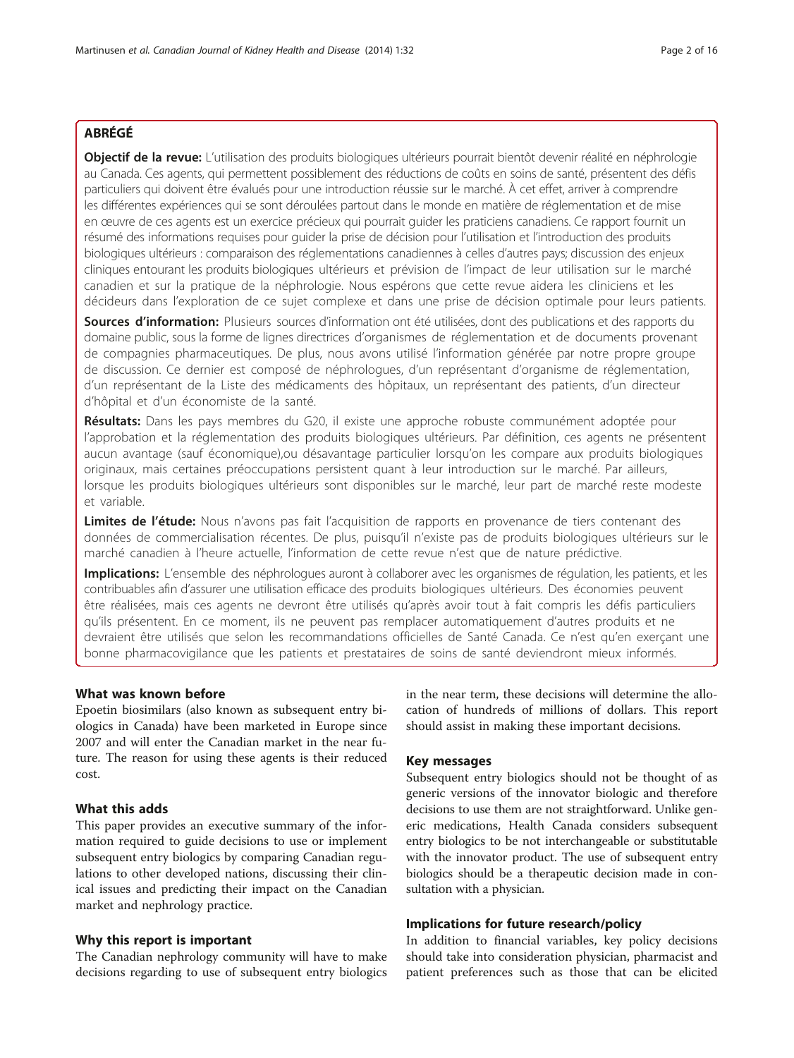## ABRÉGÉ

**Objectif de la revue:** L'utilisation des produits biologiques ultérieurs pourrait bientôt devenir réalité en néphrologie au Canada. Ces agents, qui permettent possiblement des réductions de coûts en soins de santé, présentent des défis particuliers qui doivent être évalués pour une introduction réussie sur le marché. À cet effet, arriver à comprendre les différentes expériences qui se sont déroulées partout dans le monde en matière de réglementation et de mise en œuvre de ces agents est un exercice précieux qui pourrait guider les praticiens canadiens. Ce rapport fournit un résumé des informations requises pour guider la prise de décision pour l'utilisation et l'introduction des produits biologiques ultérieurs : comparaison des réglementations canadiennes à celles d'autres pays; discussion des enjeux cliniques entourant les produits biologiques ultérieurs et prévision de l'impact de leur utilisation sur le marché canadien et sur la pratique de la néphrologie. Nous espérons que cette revue aidera les cliniciens et les décideurs dans l'exploration de ce sujet complexe et dans une prise de décision optimale pour leurs patients.

**Sources d'information:** Plusieurs sources d'information ont été utilisées, dont des publications et des rapports du domaine public, sous la forme de lignes directrices d'organismes de réglementation et de documents provenant de compagnies pharmaceutiques. De plus, nous avons utilisé l'information générée par notre propre groupe de discussion. Ce dernier est composé de néphrologues, d'un représentant d'organisme de réglementation, d'un représentant de la Liste des médicaments des hôpitaux, un représentant des patients, d'un directeur d'hôpital et d'un économiste de la santé.

**Résultats:** Dans les pays membres du G20, il existe une approche robuste communément adoptée pour l'approbation et la réglementation des produits biologiques ultérieurs. Par définition, ces agents ne présentent aucun avantage (sauf économique),ou désavantage particulier lorsqu'on les compare aux produits biologiques originaux, mais certaines préoccupations persistent quant à leur introduction sur le marché. Par ailleurs, lorsque les produits biologiques ultérieurs sont disponibles sur le marché, leur part de marché reste modeste et variable.

**Limites de l'étude:** Nous n'avons pas fait l'acquisition de rapports en provenance de tiers contenant des données de commercialisation récentes. De plus, puisqu'il n'existe pas de produits biologiques ultérieurs sur le marché canadien à l'heure actuelle, l'information de cette revue n'est que de nature prédictive.

**Implications:** L'ensemble des néphrologues auront à collaborer avec les organismes de régulation, les patients, et les contribuables afin d'assurer une utilisation efficace des produits biologiques ultérieurs. Des économies peuvent être réalisées, mais ces agents ne devront être utilisés qu'après avoir tout à fait compris les défis particuliers qu'ils présentent. En ce moment, ils ne peuvent pas remplacer automatiquement d'autres produits et ne devraient être utilisés que selon les recommandations officielles de Santé Canada. Ce n'est qu'en exerçant une bonne pharmacovigilance que les patients et prestataires de soins de santé deviendront mieux informés.

### What was known before

Epoetin biosimilars (also known as subsequent entry biologics in Canada) have been marketed in Europe since 2007 and will enter the Canadian market in the near future. The reason for using these agents is their reduced cost.

### What this adds

This paper provides an executive summary of the information required to guide decisions to use or implement subsequent entry biologics by comparing Canadian regulations to other developed nations, discussing their clinical issues and predicting their impact on the Canadian market and nephrology practice.

### Why this report is important

The Canadian nephrology community will have to make decisions regarding to use of subsequent entry biologics in the near term, these decisions will determine the allocation of hundreds of millions of dollars. This report should assist in making these important decisions.

### Key messages

Subsequent entry biologics should not be thought of as generic versions of the innovator biologic and therefore decisions to use them are not straightforward. Unlike generic medications, Health Canada considers subsequent entry biologics to be not interchangeable or substitutable with the innovator product. The use of subsequent entry biologics should be a therapeutic decision made in consultation with a physician.

### Implications for future research/policy

In addition to financial variables, key policy decisions should take into consideration physician, pharmacist and patient preferences such as those that can be elicited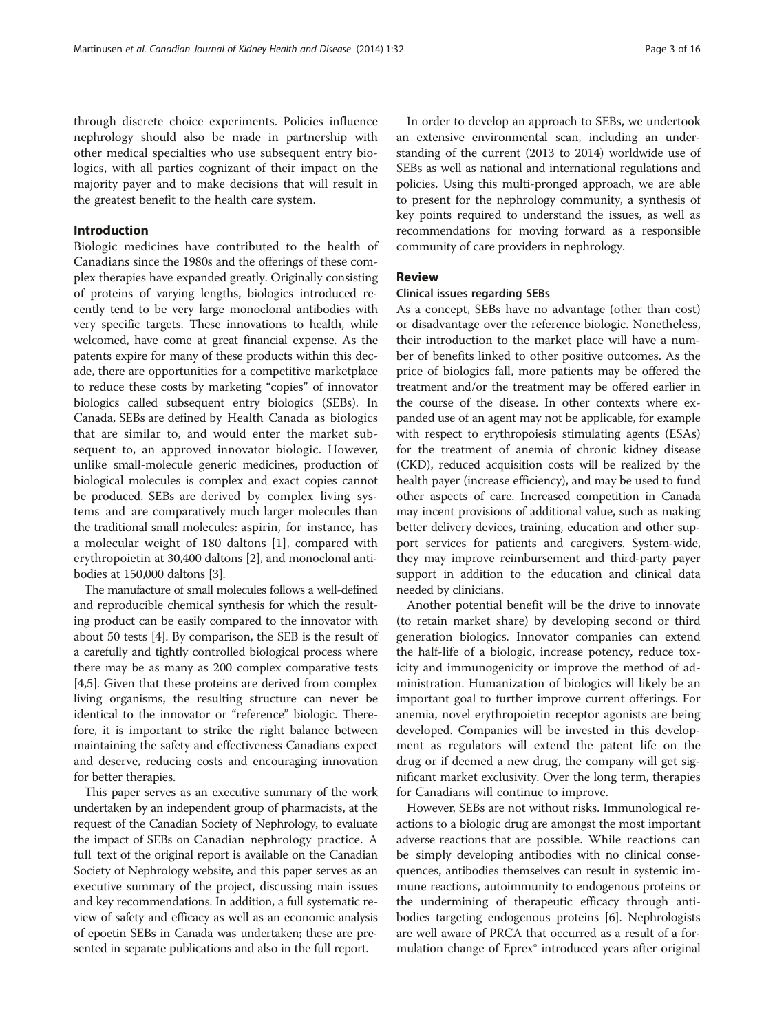through discrete choice experiments. Policies influence nephrology should also be made in partnership with other medical specialties who use subsequent entry biologics, with all parties cognizant of their impact on the majority payer and to make decisions that will result in the greatest benefit to the health care system.

## Introduction

Biologic medicines have contributed to the health of Canadians since the 1980s and the offerings of these complex therapies have expanded greatly. Originally consisting of proteins of varying lengths, biologics introduced recently tend to be very large monoclonal antibodies with very specific targets. These innovations to health, while welcomed, have come at great financial expense. As the patents expire for many of these products within this decade, there are opportunities for a competitive marketplace to reduce these costs by marketing "copies" of innovator biologics called subsequent entry biologics (SEBs). In Canada, SEBs are defined by Health Canada as biologics that are similar to, and would enter the market subsequent to, an approved innovator biologic. However, unlike small-molecule generic medicines, production of biological molecules is complex and exact copies cannot be produced. SEBs are derived by complex living systems and are comparatively much larger molecules than the traditional small molecules: aspirin, for instance, has a molecular weight of 180 daltons [1], compared with erythropoietin at 30,400 daltons [2], and monoclonal antibodies at 150,000 daltons [3].

The manufacture of small molecules follows a well-defined and reproducible chemical synthesis for which the resulting product can be easily compared to the innovator with about 50 tests [4]. By comparison, the SEB is the result of a carefully and tightly controlled biological process where there may be as many as 200 complex comparative tests [4,5]. Given that these proteins are derived from complex living organisms, the resulting structure can never be identical to the innovator or "reference" biologic. Therefore, it is important to strike the right balance between maintaining the safety and effectiveness Canadians expect and deserve, reducing costs and encouraging innovation for better therapies.

This paper serves as an executive summary of the work undertaken by an independent group of pharmacists, at the request of the Canadian Society of Nephrology, to evaluate the impact of SEBs on Canadian nephrology practice. A full text of the original report is available on the Canadian Society of Nephrology website, and this paper serves as an executive summary of the project, discussing main issues and key recommendations. In addition, a full systematic review of safety and efficacy as well as an economic analysis of epoetin SEBs in Canada was undertaken; these are presented in separate publications and also in the full report.

In order to develop an approach to SEBs, we undertook an extensive environmental scan, including an understanding of the current (2013 to 2014) worldwide use of SEBs as well as national and international regulations and policies. Using this multi-pronged approach, we are able to present for the nephrology community, a synthesis of key points required to understand the issues, as well as recommendations for moving forward as a responsible community of care providers in nephrology.

## Review

### Clinical issues regarding SEBs

As a concept, SEBs have no advantage (other than cost) or disadvantage over the reference biologic. Nonetheless, their introduction to the market place will have a number of benefits linked to other positive outcomes. As the price of biologics fall, more patients may be offered the treatment and/or the treatment may be offered earlier in the course of the disease. In other contexts where expanded use of an agent may not be applicable, for example with respect to erythropoiesis stimulating agents (ESAs) for the treatment of anemia of chronic kidney disease (CKD), reduced acquisition costs will be realized by the health payer (increase efficiency), and may be used to fund other aspects of care. Increased competition in Canada may incent provisions of additional value, such as making better delivery devices, training, education and other support services for patients and caregivers. System-wide, they may improve reimbursement and third-party payer support in addition to the education and clinical data needed by clinicians.

Another potential benefit will be the drive to innovate (to retain market share) by developing second or third generation biologics. Innovator companies can extend the half-life of a biologic, increase potency, reduce toxicity and immunogenicity or improve the method of administration. Humanization of biologics will likely be an important goal to further improve current offerings. For anemia, novel erythropoietin receptor agonists are being developed. Companies will be invested in this development as regulators will extend the patent life on the drug or if deemed a new drug, the company will get significant market exclusivity. Over the long term, therapies for Canadians will continue to improve.

However, SEBs are not without risks. Immunological reactions to a biologic drug are amongst the most important adverse reactions that are possible. While reactions can be simply developing antibodies with no clinical consequences, antibodies themselves can result in systemic immune reactions, autoimmunity to endogenous proteins or the undermining of therapeutic efficacy through antibodies targeting endogenous proteins [6]. Nephrologists are well aware of PRCA that occurred as a result of a formulation change of Eprex® introduced years after original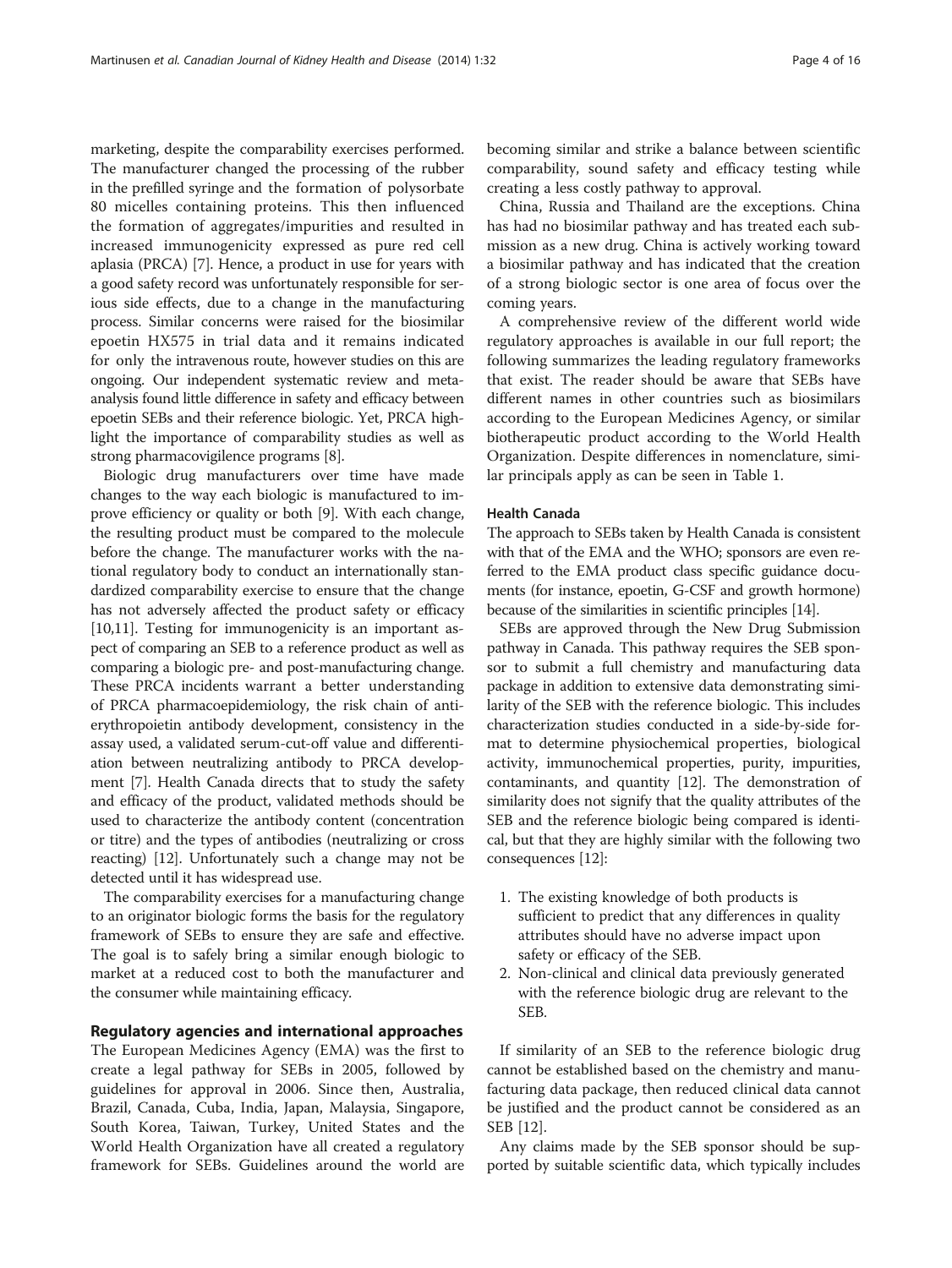marketing, despite the comparability exercises performed. The manufacturer changed the processing of the rubber in the prefilled syringe and the formation of polysorbate 80 micelles containing proteins. This then influenced the formation of aggregates/impurities and resulted in increased immunogenicity expressed as pure red cell aplasia (PRCA) [7]. Hence, a product in use for years with a good safety record was unfortunately responsible for serious side effects, due to a change in the manufacturing process. Similar concerns were raised for the biosimilar epoetin HX575 in trial data and it remains indicated for only the intravenous route, however studies on this are ongoing. Our independent systematic review and meta-analysis found little difference in safety and efficacy between epoetin SEBs and their reference biologic. Yet, PRCA highlight the importance of comparability studies as well as strong pharmacovigilence programs [8].

Biologic drug manufacturers over time have made changes to the way each biologic is manufactured to improve efficiency or quality or both [9]. With each change, the resulting product must be compared to the molecule before the change. The manufacturer works with the national regulatory body to conduct an internationally standardized comparability exercise to ensure that the change has not adversely affected the product safety or efficacy [10,11]. Testing for immunogenicity is an important aspect of comparing an SEB to a reference product as well as comparing a biologic pre- and post-manufacturing change. These PRCA incidents warrant a better understanding of PRCA pharmacoepidemiology, the risk chain of anti-erythropoietin antibody development, consistency in the assay used, a validated serum-cut-off value and differentiation between neutralizing antibody to PRCA development [7]. Health Canada directs that to study the safety and efficacy of the product, validated methods should be used to characterize the antibody content (concentration or titre) and the types of antibodies (neutralizing or cross reacting) [12]. Unfortunately such a change may not be detected until it has widespread use.

The comparability exercises for a manufacturing change to an originator biologic forms the basis for the regulatory framework of SEBs to ensure they are safe and effective. The goal is to safely bring a similar enough biologic to market at a reduced cost to both the manufacturer and the consumer while maintaining efficacy.

## Regulatory agencies and international approaches

The European Medicines Agency (EMA) was the first to create a legal pathway for SEBs in 2005, followed by guidelines for approval in 2006. Since then, Australia, Brazil, Canada, Cuba, India, Japan, Malaysia, Singapore, South Korea, Taiwan, Turkey, United States and the World Health Organization have all created a regulatory framework for SEBs. Guidelines around the world are becoming similar and strike a balance between scientific comparability, sound safety and efficacy testing while creating a less costly pathway to approval.

China, Russia and Thailand are the exceptions. China has had no biosimilar pathway and has treated each submission as a new drug. China is actively working toward a biosimilar pathway and has indicated that the creation of a strong biologic sector is one area of focus over the coming years.

A comprehensive review of the different world wide regulatory approaches is available in our full report; the following summarizes the leading regulatory frameworks that exist. The reader should be aware that SEBs have different names in other countries such as biosimilars according to the European Medicines Agency, or similar biotherapeutic product according to the World Health Organization. Despite differences in nomenclature, similar principals apply as can be seen in Table 1.

### Health Canada

The approach to SEBs taken by Health Canada is consistent with that of the EMA and the WHO; sponsors are even referred to the EMA product class specific guidance documents (for instance, epoetin, G-CSF and growth hormone) because of the similarities in scientific principles [14].

SEBs are approved through the New Drug Submission pathway in Canada. This pathway requires the SEB sponsor to submit a full chemistry and manufacturing data package in addition to extensive data demonstrating similarity of the SEB with the reference biologic. This includes characterization studies conducted in a side-by-side format to determine physiochemical properties, biological activity, immunochemical properties, purity, impurities, contaminants, and quantity [12]. The demonstration of similarity does not signify that the quality attributes of the SEB and the reference biologic being compared is identical, but that they are highly similar with the following two consequences [12]:

1. The existing knowledge of both products is sufficient to predict that any differences in quality attributes should have no adverse impact upon safety or efficacy of the SEB.
2. Non-clinical and clinical data previously generated with the reference biologic drug are relevant to the SEB.

If similarity of an SEB to the reference biologic drug cannot be established based on the chemistry and manufacturing data package, then reduced clinical data cannot be justified and the product cannot be considered as an SEB [12].

Any claims made by the SEB sponsor should be supported by suitable scientific data, which typically includes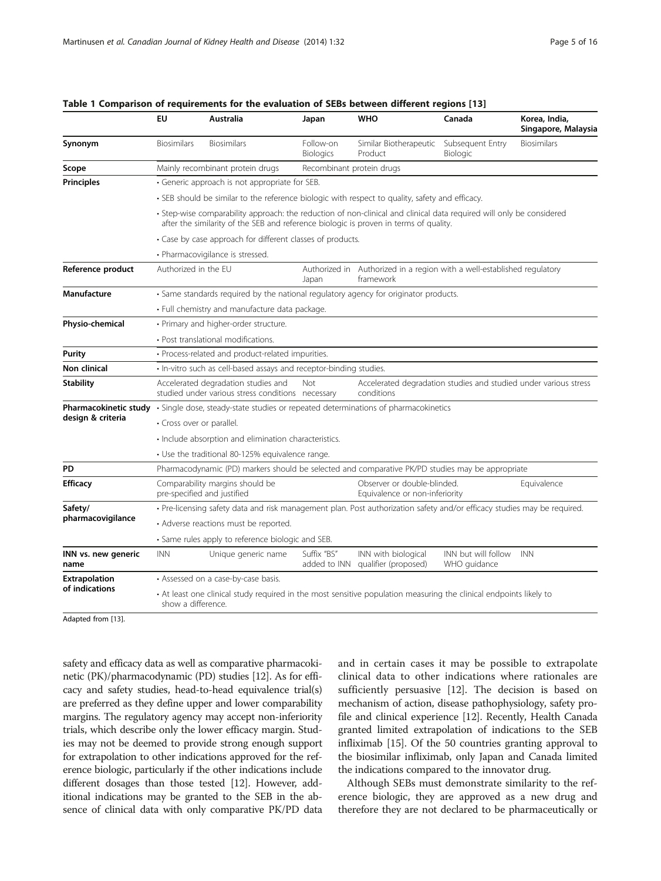**Table 1 Comparison of requirements for the evaluation of SEBs between different regions [13]**

| | EU | Australia | Japan | WHO | Canada | Korea, India, Singapore, Malaysia |
|---|---|---|---|---|---|---|
| **Synonym** | Biosimilars | Biosimilars | Follow-on Biologics | Similar Biotherapeutic Product | Subsequent Entry Biologic | Biosimilars |
| **Scope** | Mainly recombinant protein drugs | | Recombinant protein drugs | | | |
| **Principles** | • Generic approach is not appropriate for SEB. | | | | | |
| | • SEB should be similar to the reference biologic with respect to quality, safety and efficacy. | | | | | |
| | • Step-wise comparability approach: the reduction of non-clinical and clinical data required will only be considered after the similarity of the SEB and reference biologic is proven in terms of quality. | | | | | |
| | • Case by case approach for different classes of products. | | | | | |
| | • Pharmacovigilance is stressed. | | | | | |
| **Reference product** | Authorized in the EU | | Authorized in Japan | Authorized in a region with a well-established regulatory framework | | |
| **Manufacture** | • Same standards required by the national regulatory agency for originator products. | | | | | |
| | • Full chemistry and manufacture data package. | | | | | |
| **Physio-chemical** | • Primary and higher-order structure. | | | | | |
| | • Post translational modifications. | | | | | |
| **Purity** | • Process-related and product-related impurities. | | | | | |
| **Non clinical** | • In-vitro such as cell-based assays and receptor-binding studies. | | | | | |
| **Stability** | Accelerated degradation studies and studied under various stress conditions | | Not necessary | Accelerated degradation studies and studied under various stress conditions | | |
| **Pharmacokinetic study design & criteria** | • Single dose, steady-state studies or repeated determinations of pharmacokinetics | | | | | |
| | • Cross over or parallel. | | | | | |
| | • Include absorption and elimination characteristics. | | | | | |
| | • Use the traditional 80-125% equivalence range. | | | | | |
| **PD** | Pharmacodynamic (PD) markers should be selected and comparative PK/PD studies may be appropriate | | | | | |
| **Efficacy** | Comparability margins should be pre-specified and justified | | | Observer or double-blinded. Equivalence or non-inferiority | | Equivalence |
| **Safety/ pharmacovigilance** | • Pre-licensing safety data and risk management plan. Post authorization safety and/or efficacy studies may be required. | | | | | |
| | • Adverse reactions must be reported. | | | | | |
| | • Same rules apply to reference biologic and SEB. | | | | | |
| **INN vs. new generic name** | INN | Unique generic name | Suffix "BS" added to INN | INN with biological qualifier (proposed) | INN but will follow WHO guidance | INN |
| **Extrapolation of indications** | • Assessed on a case-by-case basis. | | | | | |
| | • At least one clinical study required in the most sensitive population measuring the clinical endpoints likely to show a difference. | | | | | |

Adapted from [13].

safety and efficacy data as well as comparative pharmacokinetic (PK)/pharmacodynamic (PD) studies [12]. As for efficacy and safety studies, head-to-head equivalence trial(s) are preferred as they define upper and lower comparability margins. The regulatory agency may accept non-inferiority trials, which describe only the lower efficacy margin. Studies may not be deemed to provide strong enough support for extrapolation to other indications approved for the reference biologic, particularly if the other indications include different dosages than those tested [12]. However, additional indications may be granted to the SEB in the absence of clinical data with only comparative PK/PD data and in certain cases it may be possible to extrapolate clinical data to other indications where rationales are sufficiently persuasive [12]. The decision is based on mechanism of action, disease pathophysiology, safety profile and clinical experience [12]. Recently, Health Canada granted limited extrapolation of indications to the SEB infliximab [15]. Of the 50 countries granting approval to the biosimilar infliximab, only Japan and Canada limited the indications compared to the innovator drug.

Although SEBs must demonstrate similarity to the reference biologic, they are approved as a new drug and therefore they are not declared to be pharmaceutically or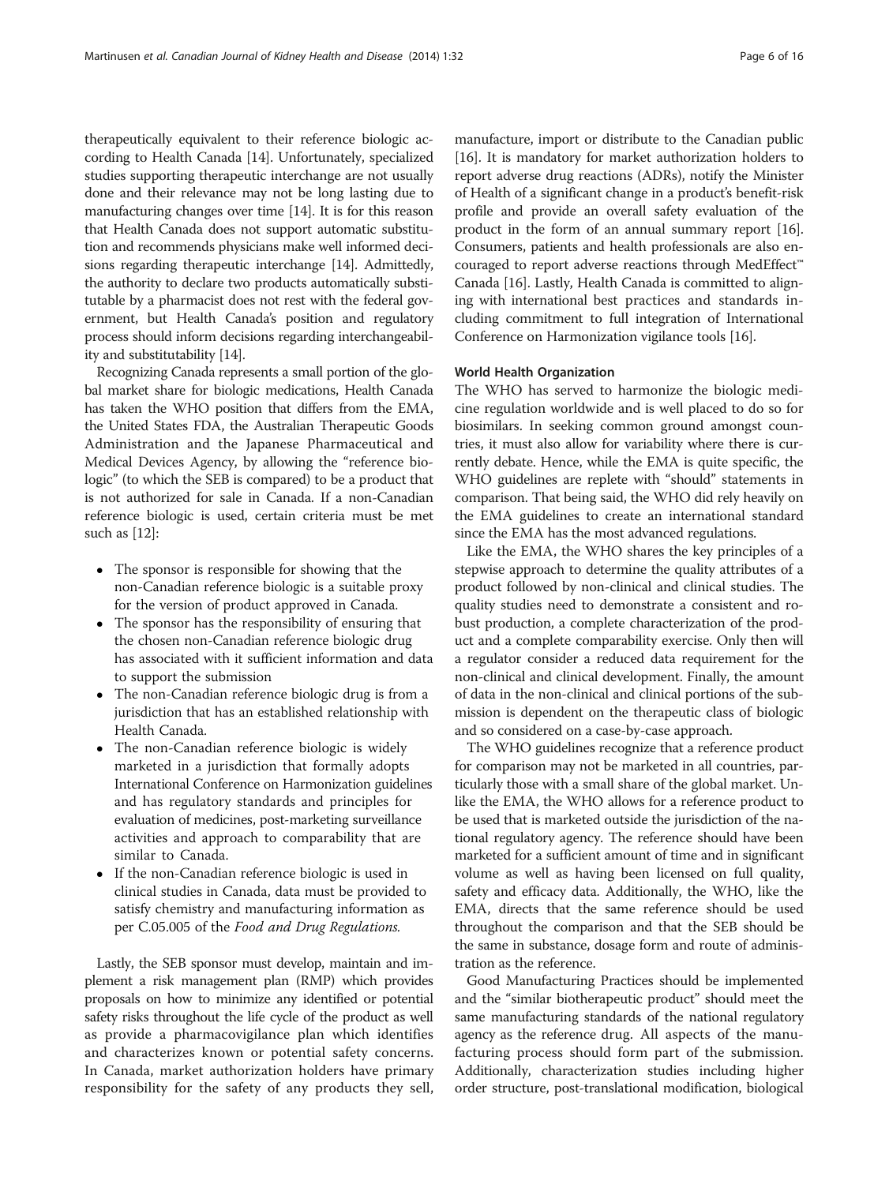therapeutically equivalent to their reference biologic according to Health Canada [14]. Unfortunately, specialized studies supporting therapeutic interchange are not usually done and their relevance may not be long lasting due to manufacturing changes over time [14]. It is for this reason that Health Canada does not support automatic substitution and recommends physicians make well informed decisions regarding therapeutic interchange [14]. Admittedly, the authority to declare two products automatically substitutable by a pharmacist does not rest with the federal government, but Health Canada's position and regulatory process should inform decisions regarding interchangeability and substitutability [14].

Recognizing Canada represents a small portion of the global market share for biologic medications, Health Canada has taken the WHO position that differs from the EMA, the United States FDA, the Australian Therapeutic Goods Administration and the Japanese Pharmaceutical and Medical Devices Agency, by allowing the "reference biologic" (to which the SEB is compared) to be a product that is not authorized for sale in Canada. If a non-Canadian reference biologic is used, certain criteria must be met such as [12]:

- The sponsor is responsible for showing that the non-Canadian reference biologic is a suitable proxy for the version of product approved in Canada.
- The sponsor has the responsibility of ensuring that the chosen non-Canadian reference biologic drug has associated with it sufficient information and data to support the submission
- The non-Canadian reference biologic drug is from a jurisdiction that has an established relationship with Health Canada.
- The non-Canadian reference biologic is widely marketed in a jurisdiction that formally adopts International Conference on Harmonization guidelines and has regulatory standards and principles for evaluation of medicines, post-marketing surveillance activities and approach to comparability that are similar to Canada.
- If the non-Canadian reference biologic is used in clinical studies in Canada, data must be provided to satisfy chemistry and manufacturing information as per C.05.005 of the *Food and Drug Regulations.*

Lastly, the SEB sponsor must develop, maintain and implement a risk management plan (RMP) which provides proposals on how to minimize any identified or potential safety risks throughout the life cycle of the product as well as provide a pharmacovigilance plan which identifies and characterizes known or potential safety concerns. In Canada, market authorization holders have primary responsibility for the safety of any products they sell, manufacture, import or distribute to the Canadian public [16]. It is mandatory for market authorization holders to report adverse drug reactions (ADRs), notify the Minister of Health of a significant change in a product's benefit-risk profile and provide an overall safety evaluation of the product in the form of an annual summary report [16]. Consumers, patients and health professionals are also encouraged to report adverse reactions through MedEffect™ Canada [16]. Lastly, Health Canada is committed to aligning with international best practices and standards including commitment to full integration of International Conference on Harmonization vigilance tools [16].

#### World Health Organization

The WHO has served to harmonize the biologic medicine regulation worldwide and is well placed to do so for biosimilars. In seeking common ground amongst countries, it must also allow for variability where there is currently debate. Hence, while the EMA is quite specific, the WHO guidelines are replete with "should" statements in comparison. That being said, the WHO did rely heavily on the EMA guidelines to create an international standard since the EMA has the most advanced regulations.

Like the EMA, the WHO shares the key principles of a stepwise approach to determine the quality attributes of a product followed by non-clinical and clinical studies. The quality studies need to demonstrate a consistent and robust production, a complete characterization of the product and a complete comparability exercise. Only then will a regulator consider a reduced data requirement for the non-clinical and clinical development. Finally, the amount of data in the non-clinical and clinical portions of the submission is dependent on the therapeutic class of biologic and so considered on a case-by-case approach.

The WHO guidelines recognize that a reference product for comparison may not be marketed in all countries, particularly those with a small share of the global market. Unlike the EMA, the WHO allows for a reference product to be used that is marketed outside the jurisdiction of the national regulatory agency. The reference should have been marketed for a sufficient amount of time and in significant volume as well as having been licensed on full quality, safety and efficacy data. Additionally, the WHO, like the EMA, directs that the same reference should be used throughout the comparison and that the SEB should be the same in substance, dosage form and route of administration as the reference.

Good Manufacturing Practices should be implemented and the "similar biotherapeutic product" should meet the same manufacturing standards of the national regulatory agency as the reference drug. All aspects of the manufacturing process should form part of the submission. Additionally, characterization studies including higher order structure, post-translational modification, biological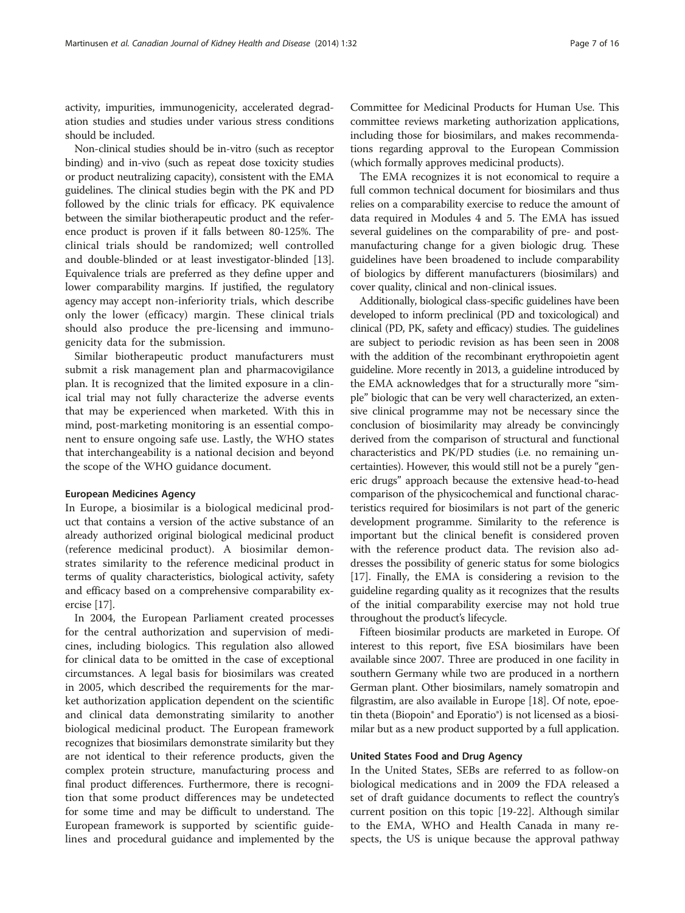activity, impurities, immunogenicity, accelerated degradation studies and studies under various stress conditions should be included.

Non-clinical studies should be in-vitro (such as receptor binding) and in-vivo (such as repeat dose toxicity studies or product neutralizing capacity), consistent with the EMA guidelines. The clinical studies begin with the PK and PD followed by the clinic trials for efficacy. PK equivalence between the similar biotherapeutic product and the reference product is proven if it falls between 80-125%. The clinical trials should be randomized; well controlled and double-blinded or at least investigator-blinded [13]. Equivalence trials are preferred as they define upper and lower comparability margins. If justified, the regulatory agency may accept non-inferiority trials, which describe only the lower (efficacy) margin. These clinical trials should also produce the pre-licensing and immunogenicity data for the submission.

Similar biotherapeutic product manufacturers must submit a risk management plan and pharmacovigilance plan. It is recognized that the limited exposure in a clinical trial may not fully characterize the adverse events that may be experienced when marketed. With this in mind, post-marketing monitoring is an essential component to ensure ongoing safe use. Lastly, the WHO states that interchangeability is a national decision and beyond the scope of the WHO guidance document.

#### European Medicines Agency

In Europe, a biosimilar is a biological medicinal product that contains a version of the active substance of an already authorized original biological medicinal product (reference medicinal product). A biosimilar demonstrates similarity to the reference medicinal product in terms of quality characteristics, biological activity, safety and efficacy based on a comprehensive comparability exercise [17].

In 2004, the European Parliament created processes for the central authorization and supervision of medicines, including biologics. This regulation also allowed for clinical data to be omitted in the case of exceptional circumstances. A legal basis for biosimilars was created in 2005, which described the requirements for the market authorization application dependent on the scientific and clinical data demonstrating similarity to another biological medicinal product. The European framework recognizes that biosimilars demonstrate similarity but they are not identical to their reference products, given the complex protein structure, manufacturing process and final product differences. Furthermore, there is recognition that some product differences may be undetected for some time and may be difficult to understand. The European framework is supported by scientific guidelines and procedural guidance and implemented by the Committee for Medicinal Products for Human Use. This committee reviews marketing authorization applications, including those for biosimilars, and makes recommendations regarding approval to the European Commission (which formally approves medicinal products).

The EMA recognizes it is not economical to require a full common technical document for biosimilars and thus relies on a comparability exercise to reduce the amount of data required in Modules 4 and 5. The EMA has issued several guidelines on the comparability of pre- and post-manufacturing change for a given biologic drug. These guidelines have been broadened to include comparability of biologics by different manufacturers (biosimilars) and cover quality, clinical and non-clinical issues.

Additionally, biological class-specific guidelines have been developed to inform preclinical (PD and toxicological) and clinical (PD, PK, safety and efficacy) studies. The guidelines are subject to periodic revision as has been seen in 2008 with the addition of the recombinant erythropoietin agent guideline. More recently in 2013, a guideline introduced by the EMA acknowledges that for a structurally more "simple" biologic that can be very well characterized, an extensive clinical programme may not be necessary since the conclusion of biosimilarity may already be convincingly derived from the comparison of structural and functional characteristics and PK/PD studies (i.e. no remaining uncertainties). However, this would still not be a purely "generic drugs" approach because the extensive head-to-head comparison of the physicochemical and functional characteristics required for biosimilars is not part of the generic development programme. Similarity to the reference is important but the clinical benefit is considered proven with the reference product data. The revision also addresses the possibility of generic status for some biologics [17]. Finally, the EMA is considering a revision to the guideline regarding quality as it recognizes that the results of the initial comparability exercise may not hold true throughout the product's lifecycle.

Fifteen biosimilar products are marketed in Europe. Of interest to this report, five ESA biosimilars have been available since 2007. Three are produced in one facility in southern Germany while two are produced in a northern German plant. Other biosimilars, namely somatropin and filgrastim, are also available in Europe [18]. Of note, epoetin theta (Biopoin® and Eporatio®) is not licensed as a biosimilar but as a new product supported by a full application.

#### United States Food and Drug Agency

In the United States, SEBs are referred to as follow-on biological medications and in 2009 the FDA released a set of draft guidance documents to reflect the country's current position on this topic [19-22]. Although similar to the EMA, WHO and Health Canada in many respects, the US is unique because the approval pathway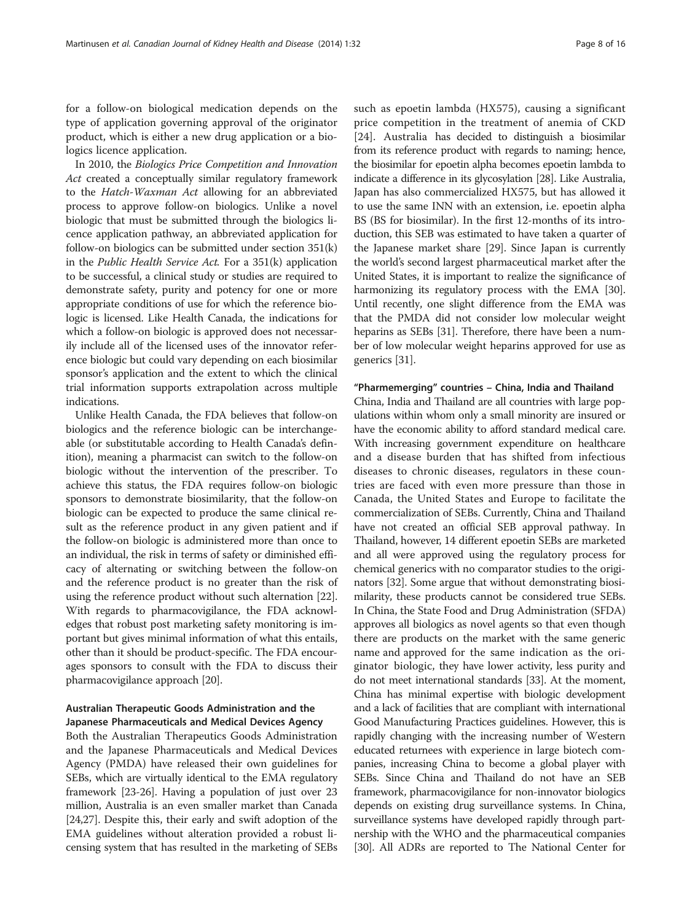for a follow-on biological medication depends on the type of application governing approval of the originator product, which is either a new drug application or a biologics licence application.

In 2010, the *Biologics Price Competition and Innovation Act* created a conceptually similar regulatory framework to the *Hatch-Waxman Act* allowing for an abbreviated process to approve follow-on biologics. Unlike a novel biologic that must be submitted through the biologics licence application pathway, an abbreviated application for follow-on biologics can be submitted under section 351(k) in the *Public Health Service Act*. For a 351(k) application to be successful, a clinical study or studies are required to demonstrate safety, purity and potency for one or more appropriate conditions of use for which the reference biologic is licensed. Like Health Canada, the indications for which a follow-on biologic is approved does not necessarily include all of the licensed uses of the innovator reference biologic but could vary depending on each biosimilar sponsor's application and the extent to which the clinical trial information supports extrapolation across multiple indications.

Unlike Health Canada, the FDA believes that follow-on biologics and the reference biologic can be interchangeable (or substitutable according to Health Canada's definition), meaning a pharmacist can switch to the follow-on biologic without the intervention of the prescriber. To achieve this status, the FDA requires follow-on biologic sponsors to demonstrate biosimilarity, that the follow-on biologic can be expected to produce the same clinical result as the reference product in any given patient and if the follow-on biologic is administered more than once to an individual, the risk in terms of safety or diminished efficacy of alternating or switching between the follow-on and the reference product is no greater than the risk of using the reference product without such alternation [22]. With regards to pharmacovigilance, the FDA acknowledges that robust post marketing safety monitoring is important but gives minimal information of what this entails, other than it should be product-specific. The FDA encourages sponsors to consult with the FDA to discuss their pharmacovigilance approach [20].

### Australian Therapeutic Goods Administration and the Japanese Pharmaceuticals and Medical Devices Agency

Both the Australian Therapeutics Goods Administration and the Japanese Pharmaceuticals and Medical Devices Agency (PMDA) have released their own guidelines for SEBs, which are virtually identical to the EMA regulatory framework [23-26]. Having a population of just over 23 million, Australia is an even smaller market than Canada [24,27]. Despite this, their early and swift adoption of the EMA guidelines without alteration provided a robust licensing system that has resulted in the marketing of SEBs such as epoetin lambda (HX575), causing a significant price competition in the treatment of anemia of CKD [24]. Australia has decided to distinguish a biosimilar from its reference product with regards to naming; hence, the biosimilar for epoetin alpha becomes epoetin lambda to indicate a difference in its glycosylation [28]. Like Australia, Japan has also commercialized HX575, but has allowed it to use the same INN with an extension, i.e. epoetin alpha BS (BS for biosimilar). In the first 12-months of its introduction, this SEB was estimated to have taken a quarter of the Japanese market share [29]. Since Japan is currently the world's second largest pharmaceutical market after the United States, it is important to realize the significance of harmonizing its regulatory process with the EMA [30]. Until recently, one slight difference from the EMA was that the PMDA did not consider low molecular weight heparins as SEBs [31]. Therefore, there have been a number of low molecular weight heparins approved for use as generics [31].

### "Pharmemerging" countries – China, India and Thailand

China, India and Thailand are all countries with large populations within whom only a small minority are insured or have the economic ability to afford standard medical care. With increasing government expenditure on healthcare and a disease burden that has shifted from infectious diseases to chronic diseases, regulators in these countries are faced with even more pressure than those in Canada, the United States and Europe to facilitate the commercialization of SEBs. Currently, China and Thailand have not created an official SEB approval pathway. In Thailand, however, 14 different epoetin SEBs are marketed and all were approved using the regulatory process for chemical generics with no comparator studies to the originators [32]. Some argue that without demonstrating biosimilarity, these products cannot be considered true SEBs. In China, the State Food and Drug Administration (SFDA) approves all biologics as novel agents so that even though there are products on the market with the same generic name and approved for the same indication as the originator biologic, they have lower activity, less purity and do not meet international standards [33]. At the moment, China has minimal expertise with biologic development and a lack of facilities that are compliant with international Good Manufacturing Practices guidelines. However, this is rapidly changing with the increasing number of Western educated returnees with experience in large biotech companies, increasing China to become a global player with SEBs. Since China and Thailand do not have an SEB framework, pharmacovigilance for non-innovator biologics depends on existing drug surveillance systems. In China, surveillance systems have developed rapidly through partnership with the WHO and the pharmaceutical companies [30]. All ADRs are reported to The National Center for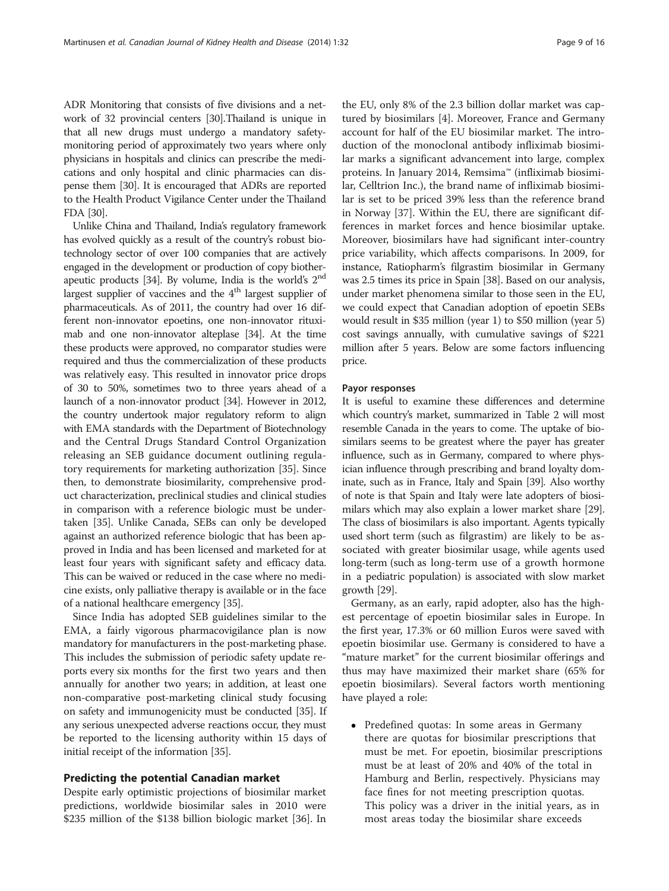ADR Monitoring that consists of five divisions and a network of 32 provincial centers [30].Thailand is unique in that all new drugs must undergo a mandatory safety-monitoring period of approximately two years where only physicians in hospitals and clinics can prescribe the medications and only hospital and clinic pharmacies can dispense them [30]. It is encouraged that ADRs are reported to the Health Product Vigilance Center under the Thailand FDA [30].

Unlike China and Thailand, India's regulatory framework has evolved quickly as a result of the country's robust biotechnology sector of over 100 companies that are actively engaged in the development or production of copy biotherapeutic products [34]. By volume, India is the world's 2[nd] largest supplier of vaccines and the 4[th] largest supplier of pharmaceuticals. As of 2011, the country had over 16 different non-innovator epoetins, one non-innovator rituximab and one non-innovator alteplase [34]. At the time these products were approved, no comparator studies were required and thus the commercialization of these products was relatively easy. This resulted in innovator price drops of 30 to 50%, sometimes two to three years ahead of a launch of a non-innovator product [34]. However in 2012, the country undertook major regulatory reform to align with EMA standards with the Department of Biotechnology and the Central Drugs Standard Control Organization releasing an SEB guidance document outlining regulatory requirements for marketing authorization [35]. Since then, to demonstrate biosimilarity, comprehensive product characterization, preclinical studies and clinical studies in comparison with a reference biologic must be undertaken [35]. Unlike Canada, SEBs can only be developed against an authorized reference biologic that has been approved in India and has been licensed and marketed for at least four years with significant safety and efficacy data. This can be waived or reduced in the case where no medicine exists, only palliative therapy is available or in the face of a national healthcare emergency [35].

Since India has adopted SEB guidelines similar to the EMA, a fairly vigorous pharmacovigilance plan is now mandatory for manufacturers in the post-marketing phase. This includes the submission of periodic safety update reports every six months for the first two years and then annually for another two years; in addition, at least one non-comparative post-marketing clinical study focusing on safety and immunogenicity must be conducted [35]. If any serious unexpected adverse reactions occur, they must be reported to the licensing authority within 15 days of initial receipt of the information [35].

## Predicting the potential Canadian market

Despite early optimistic projections of biosimilar market predictions, worldwide biosimilar sales in 2010 were \$235 million of the \$138 billion biologic market [36]. In the EU, only 8% of the 2.3 billion dollar market was captured by biosimilars [4]. Moreover, France and Germany account for half of the EU biosimilar market. The introduction of the monoclonal antibody infliximab biosimilar marks a significant advancement into large, complex proteins. In January 2014, Remsima™ (infliximab biosimilar, Celltrion Inc.), the brand name of infliximab biosimilar is set to be priced 39% less than the reference brand in Norway [37]. Within the EU, there are significant differences in market forces and hence biosimilar uptake. Moreover, biosimilars have had significant inter-country price variability, which affects comparisons. In 2009, for instance, Ratiopharm's filgrastim biosimilar in Germany was 2.5 times its price in Spain [38]. Based on our analysis, under market phenomena similar to those seen in the EU, we could expect that Canadian adoption of epoetin SEBs would result in \$35 million (year 1) to \$50 million (year 5) cost savings annually, with cumulative savings of \$221 million after 5 years. Below are some factors influencing price.

### Payor responses

It is useful to examine these differences and determine which country's market, summarized in Table 2 will most resemble Canada in the years to come. The uptake of biosimilars seems to be greatest where the payer has greater influence, such as in Germany, compared to where physician influence through prescribing and brand loyalty dominate, such as in France, Italy and Spain [39]. Also worthy of note is that Spain and Italy were late adopters of biosimilars which may also explain a lower market share [29]. The class of biosimilars is also important. Agents typically used short term (such as filgrastim) are likely to be associated with greater biosimilar usage, while agents used long-term (such as long-term use of a growth hormone in a pediatric population) is associated with slow market growth [29].

Germany, as an early, rapid adopter, also has the highest percentage of epoetin biosimilar sales in Europe. In the first year, 17.3% or 60 million Euros were saved with epoetin biosimilar use. Germany is considered to have a "mature market" for the current biosimilar offerings and thus may have maximized their market share (65% for epoetin biosimilars). Several factors worth mentioning have played a role:

- Predefined quotas: In some areas in Germany there are quotas for biosimilar prescriptions that must be met. For epoetin, biosimilar prescriptions must be at least of 20% and 40% of the total in Hamburg and Berlin, respectively. Physicians may face fines for not meeting prescription quotas. This policy was a driver in the initial years, as in most areas today the biosimilar share exceeds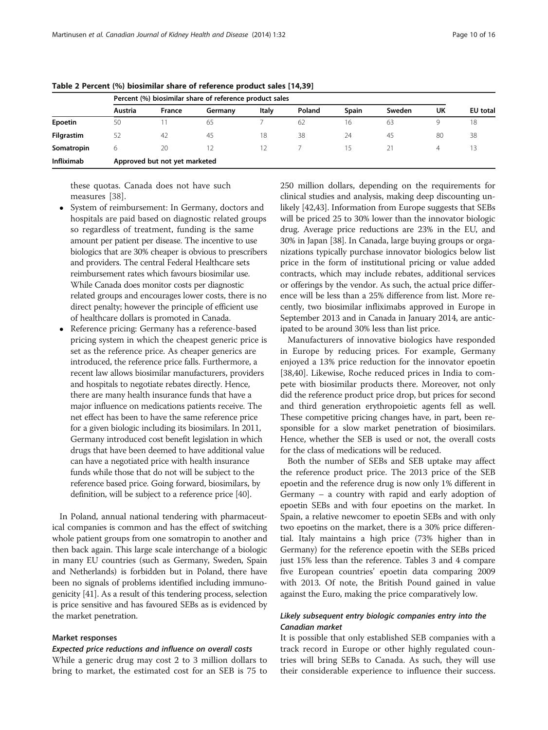**Table 2 Percent (%) biosimilar share of reference product sales [14,39]**

| | Percent (%) biosimilar share of reference product sales | | | | | | | | |
|---|---|---|---|---|---|---|---|---|---|
| | Austria | France | Germany | Italy | Poland | Spain | Sweden | UK | EU total |
| **Epoetin** | 50 | 11 | 65 | 7 | 62 | 16 | 63 | 9 | 18 |
| **Filgrastim** | 52 | 42 | 45 | 18 | 38 | 24 | 45 | 80 | 38 |
| **Somatropin** | 6 | 20 | 12 | 12 | 7 | 15 | 21 | 4 | 13 |
| **Infliximab** | Approved but not yet marketed | | | | | | | | |

these quotas. Canada does not have such measures [38].

- System of reimbursement: In Germany, doctors and hospitals are paid based on diagnostic related groups so regardless of treatment, funding is the same amount per patient per disease. The incentive to use biologics that are 30% cheaper is obvious to prescribers and providers. The central Federal Healthcare sets reimbursement rates which favours biosimilar use. While Canada does monitor costs per diagnostic related groups and encourages lower costs, there is no direct penalty; however the principle of efficient use of healthcare dollars is promoted in Canada.
- Reference pricing: Germany has a reference-based pricing system in which the cheapest generic price is set as the reference price. As cheaper generics are introduced, the reference price falls. Furthermore, a recent law allows biosimilar manufacturers, providers and hospitals to negotiate rebates directly. Hence, there are many health insurance funds that have a major influence on medications patients receive. The net effect has been to have the same reference price for a given biologic including its biosimilars. In 2011, Germany introduced cost benefit legislation in which drugs that have been deemed to have additional value can have a negotiated price with health insurance funds while those that do not will be subject to the reference based price. Going forward, biosimilars, by definition, will be subject to a reference price [40].

In Poland, annual national tendering with pharmaceutical companies is common and has the effect of switching whole patient groups from one somatropin to another and then back again. This large scale interchange of a biologic in many EU countries (such as Germany, Sweden, Spain and Netherlands) is forbidden but in Poland, there have been no signals of problems identified including immunogenicity [41]. As a result of this tendering process, selection is price sensitive and has favoured SEBs as is evidenced by the market penetration.

### Market responses

#### *Expected price reductions and influence on overall costs*

While a generic drug may cost 2 to 3 million dollars to bring to market, the estimated cost for an SEB is 75 to 250 million dollars, depending on the requirements for clinical studies and analysis, making deep discounting unlikely [42,43]. Information from Europe suggests that SEBs will be priced 25 to 30% lower than the innovator biologic drug. Average price reductions are 23% in the EU, and 30% in Japan [38]. In Canada, large buying groups or organizations typically purchase innovator biologics below list price in the form of institutional pricing or value added contracts, which may include rebates, additional services or offerings by the vendor. As such, the actual price difference will be less than a 25% difference from list. More recently, two biosimilar infliximabs approved in Europe in September 2013 and in Canada in January 2014, are anticipated to be around 30% less than list price.

Manufacturers of innovative biologics have responded in Europe by reducing prices. For example, Germany enjoyed a 13% price reduction for the innovator epoetin [38,40]. Likewise, Roche reduced prices in India to compete with biosimilar products there. Moreover, not only did the reference product price drop, but prices for second and third generation erythropoietic agents fell as well. These competitive pricing changes have, in part, been responsible for a slow market penetration of biosimilars. Hence, whether the SEB is used or not, the overall costs for the class of medications will be reduced.

Both the number of SEBs and SEB uptake may affect the reference product price. The 2013 price of the SEB epoetin and the reference drug is now only 1% different in Germany – a country with rapid and early adoption of epoetin SEBs and with four epoetins on the market. In Spain, a relative newcomer to epoetin SEBs and with only two epoetins on the market, there is a 30% price differential. Italy maintains a high price (73% higher than in Germany) for the reference epoetin with the SEBs priced just 15% less than the reference. Tables 3 and 4 compare five European countries' epoetin data comparing 2009 with 2013. Of note, the British Pound gained in value against the Euro, making the price comparatively low.

#### *Likely subsequent entry biologic companies entry into the Canadian market*

It is possible that only established SEB companies with a track record in Europe or other highly regulated countries will bring SEBs to Canada. As such, they will use their considerable experience to influence their success.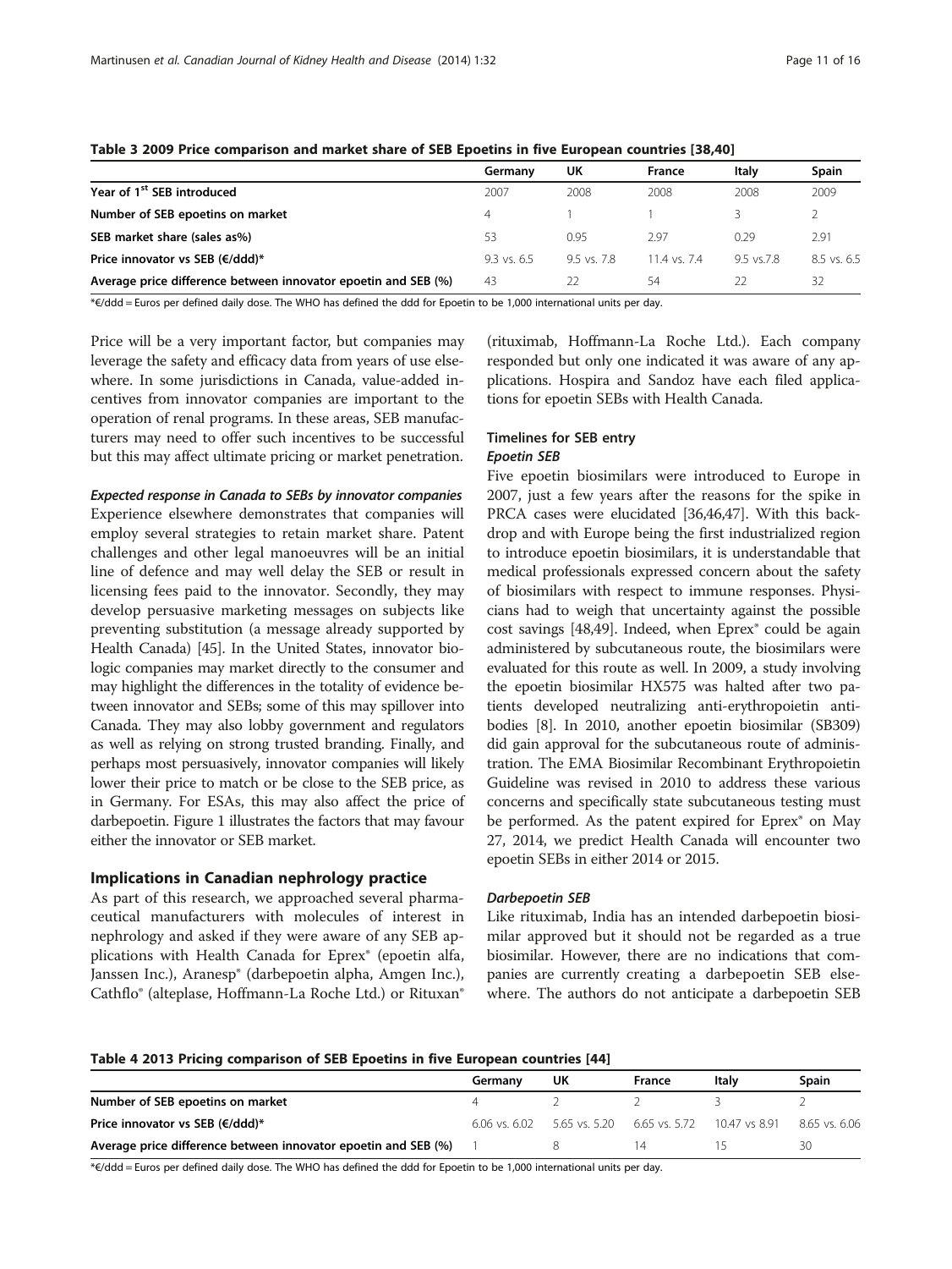**Table 3 2009 Price comparison and market share of SEB Epoetins in five European countries [38,40]**

| | Germany | UK | France | Italy | Spain |
|---|---|---|---|---|---|
| **Year of 1st SEB introduced** | 2007 | 2008 | 2008 | 2008 | 2009 |
| **Number of SEB epoetins on market** | 4 | 1 | 1 | 3 | 2 |
| **SEB market share (sales as%)** | 53 | 0.95 | 2.97 | 0.29 | 2.91 |
| **Price innovator vs SEB (€/ddd)*** | 9.3 vs. 6.5 | 9.5 vs. 7.8 | 11.4 vs. 7.4 | 9.5 vs.7.8 | 8.5 vs. 6.5 |
| **Average price difference between innovator epoetin and SEB (%)** | 43 | 22 | 54 | 22 | 32 |

*€/ddd = Euros per defined daily dose. The WHO has defined the ddd for Epoetin to be 1,000 international units per day.

Price will be a very important factor, but companies may leverage the safety and efficacy data from years of use elsewhere. In some jurisdictions in Canada, value-added incentives from innovator companies are important to the operation of renal programs. In these areas, SEB manufacturers may need to offer such incentives to be successful but this may affect ultimate pricing or market penetration.

#### *Expected response in Canada to SEBs by innovator companies*

Experience elsewhere demonstrates that companies will employ several strategies to retain market share. Patent challenges and other legal manoeuvres will be an initial line of defence and may well delay the SEB or result in licensing fees paid to the innovator. Secondly, they may develop persuasive marketing messages on subjects like preventing substitution (a message already supported by Health Canada) [45]. In the United States, innovator biologic companies may market directly to the consumer and may highlight the differences in the totality of evidence between innovator and SEBs; some of this may spillover into Canada. They may also lobby government and regulators as well as relying on strong trusted branding. Finally, and perhaps most persuasively, innovator companies will likely lower their price to match or be close to the SEB price, as in Germany. For ESAs, this may also affect the price of darbepoetin. Figure 1 illustrates the factors that may favour either the innovator or SEB market.

## Implications in Canadian nephrology practice

As part of this research, we approached several pharmaceutical manufacturers with molecules of interest in nephrology and asked if they were aware of any SEB applications with Health Canada for Eprex® (epoetin alfa, Janssen Inc.), Aranesp® (darbepoetin alpha, Amgen Inc.), Cathflo® (alteplase, Hoffmann-La Roche Ltd.) or Rituxan® (rituximab, Hoffmann-La Roche Ltd.). Each company responded but only one indicated it was aware of any applications. Hospira and Sandoz have each filed applications for epoetin SEBs with Health Canada.

### Timelines for SEB entry

#### *Epoetin SEB*

Five epoetin biosimilars were introduced to Europe in 2007, just a few years after the reasons for the spike in PRCA cases were elucidated [36,46,47]. With this backdrop and with Europe being the first industrialized region to introduce epoetin biosimilars, it is understandable that medical professionals expressed concern about the safety of biosimilars with respect to immune responses. Physicians had to weigh that uncertainty against the possible cost savings [48,49]. Indeed, when Eprex® could be again administered by subcutaneous route, the biosimilars were evaluated for this route as well. In 2009, a study involving the epoetin biosimilar HX575 was halted after two patients developed neutralizing anti-erythropoietin antibodies [8]. In 2010, another epoetin biosimilar (SB309) did gain approval for the subcutaneous route of administration. The EMA Biosimilar Recombinant Erythropoietin Guideline was revised in 2010 to address these various concerns and specifically state subcutaneous testing must be performed. As the patent expired for Eprex® on May 27, 2014, we predict Health Canada will encounter two epoetin SEBs in either 2014 or 2015.

#### *Darbepoetin SEB*

Like rituximab, India has an intended darbepoetin biosimilar approved but it should not be regarded as a true biosimilar. However, there are no indications that companies are currently creating a darbepoetin SEB elsewhere. The authors do not anticipate a darbepoetin SEB

**Table 4 2013 Pricing comparison of SEB Epoetins in five European countries [44]**

| | Germany | UK | France | Italy | Spain |
|---|---|---|---|---|---|
| **Number of SEB epoetins on market** | 4 | 2 | 2 | 3 | 2 |
| **Price innovator vs SEB (€/ddd)*** | 6.06 vs. 6.02 | 5.65 vs. 5.20 | 6.65 vs. 5.72 | 10.47 vs 8.91 | 8.65 vs. 6.06 |
| **Average price difference between innovator epoetin and SEB (%)** | 1 | 8 | 14 | 15 | 30 |

*€/ddd = Euros per defined daily dose. The WHO has defined the ddd for Epoetin to be 1,000 international units per day.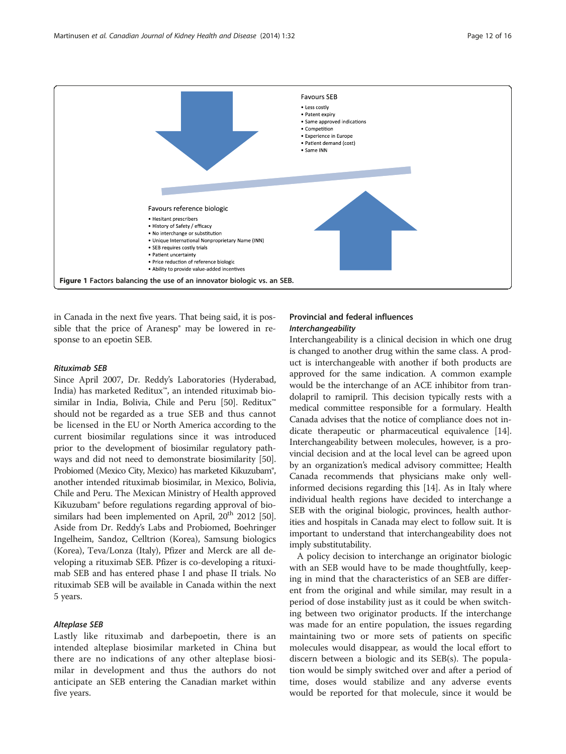Favours SEB

- Less costly
- Patent expiry
- Same approved indications
- Competition
- Experience in Europe
- Patient demand (cost)
- Same INN

Favours reference biologic

- Hesitant prescribers
- History of Safety / efficacy
- No interchange or substitution
- Unique International Nonproprietary Name (INN)
- SEB requires costly trials
- Patient uncertainty
- Price reduction of reference biologic
- Ability to provide value-added incentives

**Figure 1 Factors balancing the use of an innovator biologic vs. an SEB.**

in Canada in the next five years. That being said, it is possible that the price of Aranesp® may be lowered in response to an epoetin SEB.

#### *Rituximab SEB*

Since April 2007, Dr. Reddy's Laboratories (Hyderabad, India) has marketed Reditux™, an intended rituximab biosimilar in India, Bolivia, Chile and Peru [50]. Reditux™ should not be regarded as a true SEB and thus cannot be licensed in the EU or North America according to the current biosimilar regulations since it was introduced prior to the development of biosimilar regulatory pathways and did not need to demonstrate biosimilarity [50]. Probiomed (Mexico City, Mexico) has marketed Kikuzubam®, another intended rituximab biosimilar, in Mexico, Bolivia, Chile and Peru. The Mexican Ministry of Health approved Kikuzubam® before regulations regarding approval of biosimilars had been implemented on April, 20th 2012 [50]. Aside from Dr. Reddy's Labs and Probiomed, Boehringer Ingelheim, Sandoz, Celltrion (Korea), Samsung biologics (Korea), Teva/Lonza (Italy), Pfizer and Merck are all developing a rituximab SEB. Pfizer is co-developing a rituximab SEB and has entered phase I and phase II trials. No rituximab SEB will be available in Canada within the next 5 years.

#### *Alteplase SEB*

Lastly like rituximab and darbepoetin, there is an intended alteplase biosimilar marketed in China but there are no indications of any other alteplase biosimilar in development and thus the authors do not anticipate an SEB entering the Canadian market within five years.

### Provincial and federal influences

#### *Interchangeability*

Interchangeability is a clinical decision in which one drug is changed to another drug within the same class. A product is interchangeable with another if both products are approved for the same indication. A common example would be the interchange of an ACE inhibitor from trandolapril to ramipril. This decision typically rests with a medical committee responsible for a formulary. Health Canada advises that the notice of compliance does not indicate therapeutic or pharmaceutical equivalence [14]. Interchangeability between molecules, however, is a provincial decision and at the local level can be agreed upon by an organization's medical advisory committee; Health Canada recommends that physicians make only well-informed decisions regarding this [14]. As in Italy where individual health regions have decided to interchange a SEB with the original biologic, provinces, health authorities and hospitals in Canada may elect to follow suit. It is important to understand that interchangeability does not imply substitutability.

A policy decision to interchange an originator biologic with an SEB would have to be made thoughtfully, keeping in mind that the characteristics of an SEB are different from the original and while similar, may result in a period of dose instability just as it could be when switching between two originator products. If the interchange was made for an entire population, the issues regarding maintaining two or more sets of patients on specific molecules would disappear, as would the local effort to discern between a biologic and its SEB(s). The population would be simply switched over and after a period of time, doses would stabilize and any adverse events would be reported for that molecule, since it would be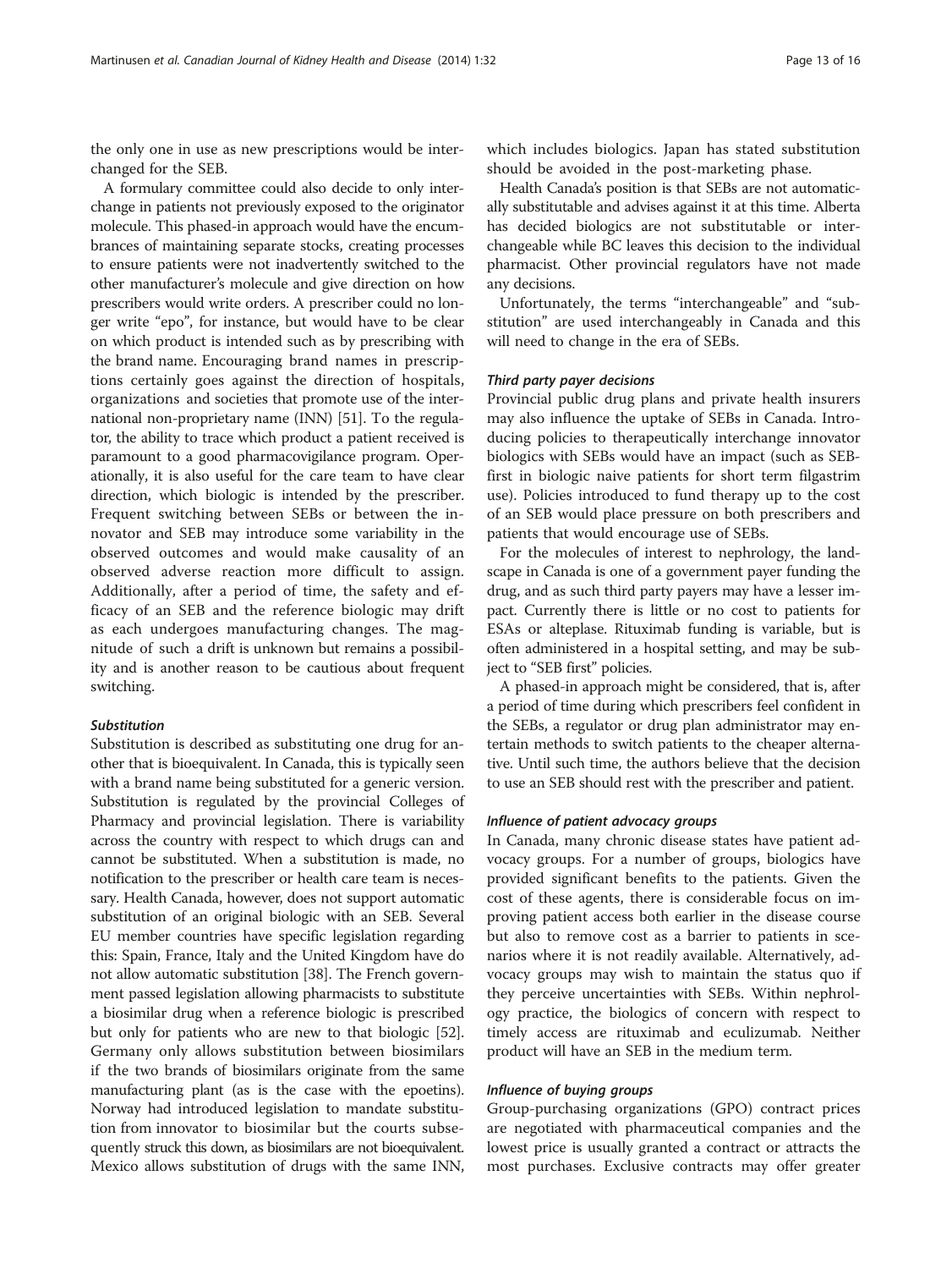the only one in use as new prescriptions would be interchanged for the SEB.

A formulary committee could also decide to only interchange in patients not previously exposed to the originator molecule. This phased-in approach would have the encumbrances of maintaining separate stocks, creating processes to ensure patients were not inadvertently switched to the other manufacturer's molecule and give direction on how prescribers would write orders. A prescriber could no longer write "epo", for instance, but would have to be clear on which product is intended such as by prescribing with the brand name. Encouraging brand names in prescriptions certainly goes against the direction of hospitals, organizations and societies that promote use of the international non-proprietary name (INN) [51]. To the regulator, the ability to trace which product a patient received is paramount to a good pharmacovigilance program. Operationally, it is also useful for the care team to have clear direction, which biologic is intended by the prescriber. Frequent switching between SEBs or between the innovator and SEB may introduce some variability in the observed outcomes and would make causality of an observed adverse reaction more difficult to assign. Additionally, after a period of time, the safety and efficacy of an SEB and the reference biologic may drift as each undergoes manufacturing changes. The magnitude of such a drift is unknown but remains a possibility and is another reason to be cautious about frequent switching.

#### *Substitution*

Substitution is described as substituting one drug for another that is bioequivalent. In Canada, this is typically seen with a brand name being substituted for a generic version. Substitution is regulated by the provincial Colleges of Pharmacy and provincial legislation. There is variability across the country with respect to which drugs can and cannot be substituted. When a substitution is made, no notification to the prescriber or health care team is necessary. Health Canada, however, does not support automatic substitution of an original biologic with an SEB. Several EU member countries have specific legislation regarding this: Spain, France, Italy and the United Kingdom have do not allow automatic substitution [38]. The French government passed legislation allowing pharmacists to substitute a biosimilar drug when a reference biologic is prescribed but only for patients who are new to that biologic [52]. Germany only allows substitution between biosimilars if the two brands of biosimilars originate from the same manufacturing plant (as is the case with the epoetins). Norway had introduced legislation to mandate substitution from innovator to biosimilar but the courts subsequently struck this down, as biosimilars are not bioequivalent. Mexico allows substitution of drugs with the same INN, which includes biologics. Japan has stated substitution should be avoided in the post-marketing phase.

Health Canada's position is that SEBs are not automatically substitutable and advises against it at this time. Alberta has decided biologics are not substitutable or interchangeable while BC leaves this decision to the individual pharmacist. Other provincial regulators have not made any decisions.

Unfortunately, the terms "interchangeable" and "substitution" are used interchangeably in Canada and this will need to change in the era of SEBs.

#### *Third party payer decisions*

Provincial public drug plans and private health insurers may also influence the uptake of SEBs in Canada. Introducing policies to therapeutically interchange innovator biologics with SEBs would have an impact (such as SEB-first in biologic naive patients for short term filgastrim use). Policies introduced to fund therapy up to the cost of an SEB would place pressure on both prescribers and patients that would encourage use of SEBs.

For the molecules of interest to nephrology, the landscape in Canada is one of a government payer funding the drug, and as such third party payers may have a lesser impact. Currently there is little or no cost to patients for ESAs or alteplase. Rituximab funding is variable, but is often administered in a hospital setting, and may be subject to "SEB first" policies.

A phased-in approach might be considered, that is, after a period of time during which prescribers feel confident in the SEBs, a regulator or drug plan administrator may entertain methods to switch patients to the cheaper alternative. Until such time, the authors believe that the decision to use an SEB should rest with the prescriber and patient.

#### *Influence of patient advocacy groups*

In Canada, many chronic disease states have patient advocacy groups. For a number of groups, biologics have provided significant benefits to the patients. Given the cost of these agents, there is considerable focus on improving patient access both earlier in the disease course but also to remove cost as a barrier to patients in scenarios where it is not readily available. Alternatively, advocacy groups may wish to maintain the status quo if they perceive uncertainties with SEBs. Within nephrology practice, the biologics of concern with respect to timely access are rituximab and eculizumab. Neither product will have an SEB in the medium term.

#### *Influence of buying groups*

Group-purchasing organizations (GPO) contract prices are negotiated with pharmaceutical companies and the lowest price is usually granted a contract or attracts the most purchases. Exclusive contracts may offer greater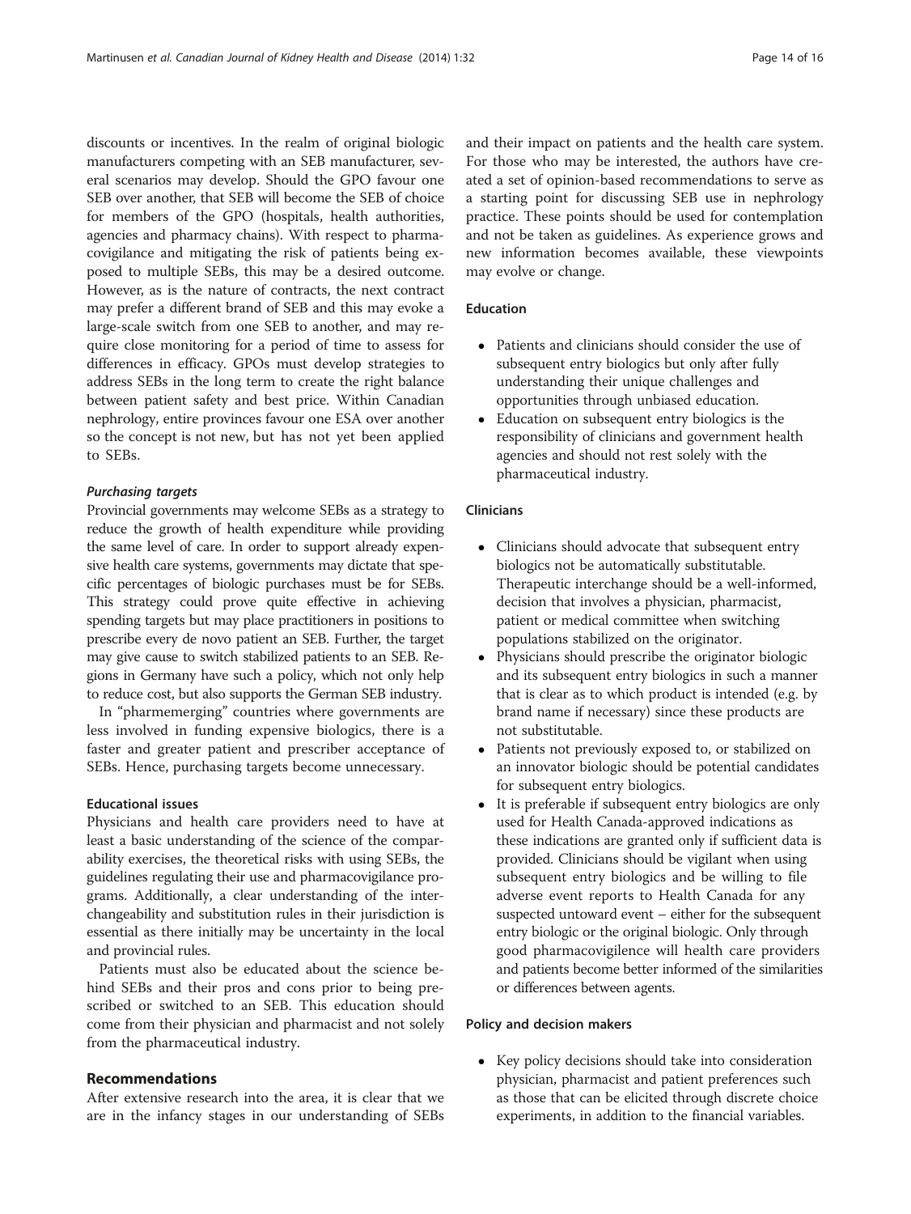discounts or incentives. In the realm of original biologic manufacturers competing with an SEB manufacturer, several scenarios may develop. Should the GPO favour one SEB over another, that SEB will become the SEB of choice for members of the GPO (hospitals, health authorities, agencies and pharmacy chains). With respect to pharmacovigilance and mitigating the risk of patients being exposed to multiple SEBs, this may be a desired outcome. However, as is the nature of contracts, the next contract may prefer a different brand of SEB and this may evoke a large-scale switch from one SEB to another, and may require close monitoring for a period of time to assess for differences in efficacy. GPOs must develop strategies to address SEBs in the long term to create the right balance between patient safety and best price. Within Canadian nephrology, entire provinces favour one ESA over another so the concept is not new, but has not yet been applied to SEBs.

#### *Purchasing targets*

Provincial governments may welcome SEBs as a strategy to reduce the growth of health expenditure while providing the same level of care. In order to support already expensive health care systems, governments may dictate that specific percentages of biologic purchases must be for SEBs. This strategy could prove quite effective in achieving spending targets but may place practitioners in positions to prescribe every de novo patient an SEB. Further, the target may give cause to switch stabilized patients to an SEB. Regions in Germany have such a policy, which not only help to reduce cost, but also supports the German SEB industry.

In "pharmemerging" countries where governments are less involved in funding expensive biologics, there is a faster and greater patient and prescriber acceptance of SEBs. Hence, purchasing targets become unnecessary.

### Educational issues

Physicians and health care providers need to have at least a basic understanding of the science of the comparability exercises, the theoretical risks with using SEBs, the guidelines regulating their use and pharmacovigilance programs. Additionally, a clear understanding of the interchangeability and substitution rules in their jurisdiction is essential as there initially may be uncertainty in the local and provincial rules.

Patients must also be educated about the science behind SEBs and their pros and cons prior to being prescribed or switched to an SEB. This education should come from their physician and pharmacist and not solely from the pharmaceutical industry.

## Recommendations

After extensive research into the area, it is clear that we are in the infancy stages in our understanding of SEBs and their impact on patients and the health care system. For those who may be interested, the authors have created a set of opinion-based recommendations to serve as a starting point for discussing SEB use in nephrology practice. These points should be used for contemplation and not be taken as guidelines. As experience grows and new information becomes available, these viewpoints may evolve or change.

### Education

- Patients and clinicians should consider the use of subsequent entry biologics but only after fully understanding their unique challenges and opportunities through unbiased education.
- Education on subsequent entry biologics is the responsibility of clinicians and government health agencies and should not rest solely with the pharmaceutical industry.

### Clinicians

- Clinicians should advocate that subsequent entry biologics not be automatically substitutable. Therapeutic interchange should be a well-informed, decision that involves a physician, pharmacist, patient or medical committee when switching populations stabilized on the originator.
- Physicians should prescribe the originator biologic and its subsequent entry biologics in such a manner that is clear as to which product is intended (e.g. by brand name if necessary) since these products are not substitutable.
- Patients not previously exposed to, or stabilized on an innovator biologic should be potential candidates for subsequent entry biologics.
- It is preferable if subsequent entry biologics are only used for Health Canada-approved indications as these indications are granted only if sufficient data is provided. Clinicians should be vigilant when using subsequent entry biologics and be willing to file adverse event reports to Health Canada for any suspected untoward event – either for the subsequent entry biologic or the original biologic. Only through good pharmacovigilence will health care providers and patients become better informed of the similarities or differences between agents.

### Policy and decision makers

- Key policy decisions should take into consideration physician, pharmacist and patient preferences such as those that can be elicited through discrete choice experiments, in addition to the financial variables.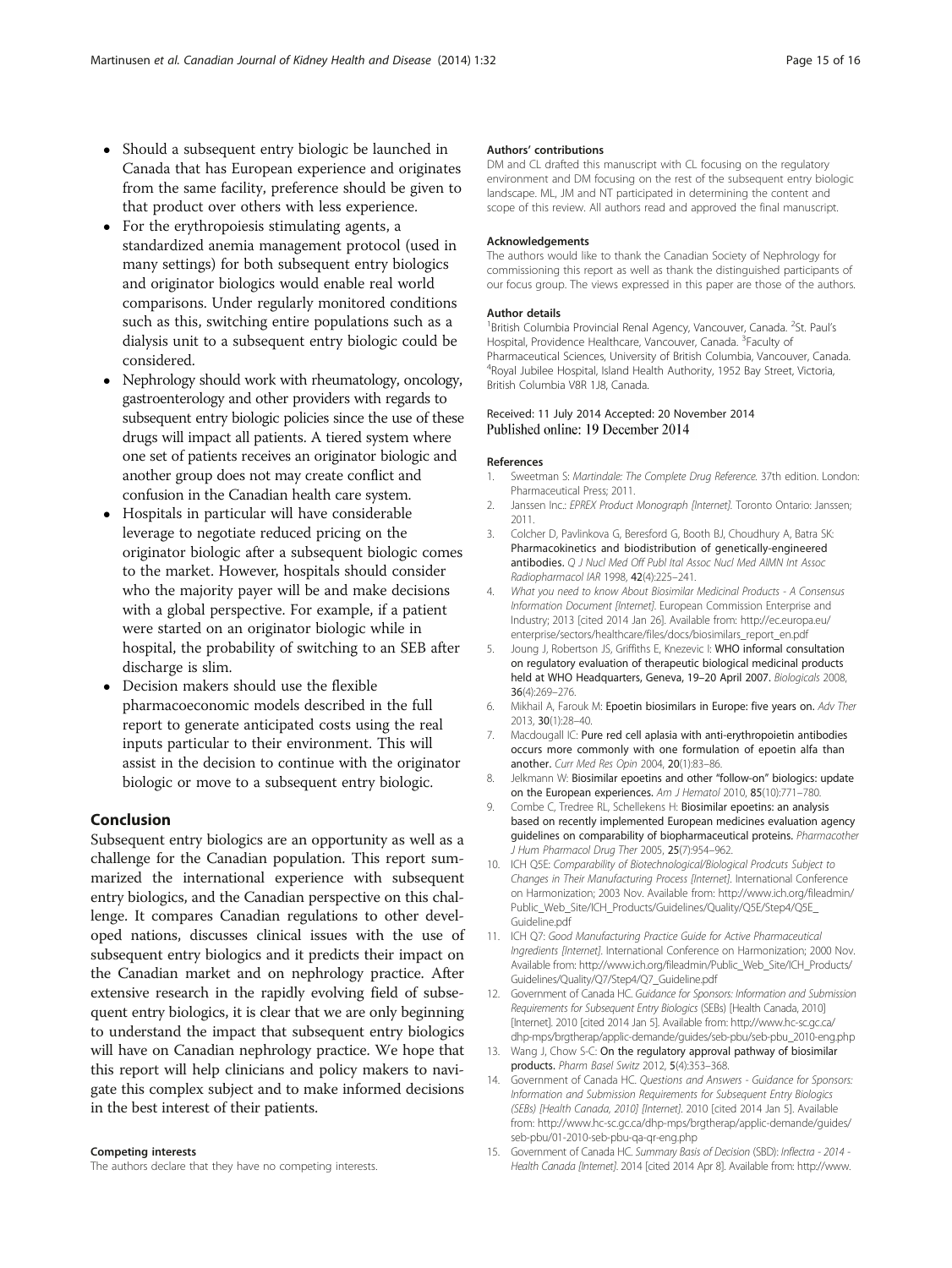- Should a subsequent entry biologic be launched in Canada that has European experience and originates from the same facility, preference should be given to that product over others with less experience.
- For the erythropoiesis stimulating agents, a standardized anemia management protocol (used in many settings) for both subsequent entry biologics and originator biologics would enable real world comparisons. Under regularly monitored conditions such as this, switching entire populations such as a dialysis unit to a subsequent entry biologic could be considered.
- Nephrology should work with rheumatology, oncology, gastroenterology and other providers with regards to subsequent entry biologic policies since the use of these drugs will impact all patients. A tiered system where one set of patients receives an originator biologic and another group does not may create conflict and confusion in the Canadian health care system.
- Hospitals in particular will have considerable leverage to negotiate reduced pricing on the originator biologic after a subsequent biologic comes to the market. However, hospitals should consider who the majority payer will be and make decisions with a global perspective. For example, if a patient were started on an originator biologic while in hospital, the probability of switching to an SEB after discharge is slim.
- Decision makers should use the flexible pharmacoeconomic models described in the full report to generate anticipated costs using the real inputs particular to their environment. This will assist in the decision to continue with the originator biologic or move to a subsequent entry biologic.

## Conclusion

Subsequent entry biologics are an opportunity as well as a challenge for the Canadian population. This report summarized the international experience with subsequent entry biologics, and the Canadian perspective on this challenge. It compares Canadian regulations to other developed nations, discusses clinical issues with the use of subsequent entry biologics and it predicts their impact on the Canadian market and on nephrology practice. After extensive research in the rapidly evolving field of subsequent entry biologics, it is clear that we are only beginning to understand the impact that subsequent entry biologics will have on Canadian nephrology practice. We hope that this report will help clinicians and policy makers to navigate this complex subject and to make informed decisions in the best interest of their patients.

#### Competing interests

The authors declare that they have no competing interests.

#### Authors' contributions

DM and CL drafted this manuscript with CL focusing on the regulatory environment and DM focusing on the rest of the subsequent entry biologic landscape. ML, JM and NT participated in determining the content and scope of this review. All authors read and approved the final manuscript.

#### Acknowledgements

The authors would like to thank the Canadian Society of Nephrology for commissioning this report as well as thank the distinguished participants of our focus group. The views expressed in this paper are those of the authors.

#### Author details

[1]British Columbia Provincial Renal Agency, Vancouver, Canada. [2]St. Paul's Hospital, Providence Healthcare, Vancouver, Canada. [3]Faculty of Pharmaceutical Sciences, University of British Columbia, Vancouver, Canada. [4]Royal Jubilee Hospital, Island Health Authority, 1952 Bay Street, Victoria, British Columbia V8R 1J8, Canada.

Received: 11 July 2014 Accepted: 20 November 2014
Published online: 19 December 2014

#### References

1. Sweetman S: *Martindale: The Complete Drug Reference.* 37th edition. London: Pharmaceutical Press; 2011.
2. Janssen Inc.: *EPREX Product Monograph [Internet].* Toronto Ontario: Janssen; 2011.
3. Colcher D, Pavlinkova G, Beresford G, Booth BJ, Choudhury A, Batra SK: **Pharmacokinetics and biodistribution of genetically-engineered antibodies.** *Q J Nucl Med Off Publ Ital Assoc Nucl Med AIMN Int Assoc Radiopharmacol IAR* 1998, **42**(4):225–241.
4. *What you need to know About Biosimilar Medicinal Products - A Consensus Information Document [Internet].* European Commission Enterprise and Industry; 2013 [cited 2014 Jan 26]. Available from: http://ec.europa.eu/enterprise/sectors/healthcare/files/docs/biosimilars_report_en.pdf
5. Joung J, Robertson JS, Griffiths E, Knezevic I: **WHO informal consultation on regulatory evaluation of therapeutic biological medicinal products held at WHO Headquarters, Geneva, 19–20 April 2007.** *Biologicals* 2008, **36**(4):269–276.
6. Mikhail A, Farouk M: **Epoetin biosimilars in Europe: five years on.** *Adv Ther* 2013, **30**(1):28–40.
7. Macdougall IC: **Pure red cell aplasia with anti-erythropoietin antibodies occurs more commonly with one formulation of epoetin alfa than another.** *Curr Med Res Opin* 2004, **20**(1):83–86.
8. Jelkmann W: **Biosimilar epoetins and other "follow-on" biologics: update on the European experiences.** *Am J Hematol* 2010, **85**(10):771–780.
9. Combe C, Tredree RL, Schellekens H: **Biosimilar epoetins: an analysis based on recently implemented European medicines evaluation agency guidelines on comparability of biopharmaceutical proteins.** *Pharmacother J Hum Pharmacol Drug Ther* 2005, **25**(7):954–962.
10. ICH Q5E: *Comparability of Biotechnological/Biological Prodcuts Subject to Changes in Their Manufacturing Process [Internet].* International Conference on Harmonization; 2003 Nov. Available from: http://www.ich.org/fileadmin/Public_Web_Site/ICH_Products/Guidelines/Quality/Q5E/Step4/Q5E_Guideline.pdf
11. ICH Q7: *Good Manufacturing Practice Guide for Active Pharmaceutical Ingredients [Internet].* International Conference on Harmonization; 2000 Nov. Available from: http://www.ich.org/fileadmin/Public_Web_Site/ICH_Products/Guidelines/Quality/Q7/Step4/Q7_Guideline.pdf
12. Government of Canada HC. *Guidance for Sponsors: Information and Submission Requirements for Subsequent Entry Biologics* (SEBs) [Health Canada, 2010] [Internet]. 2010 [cited 2014 Jan 5]. Available from: http://www.hc-sc.gc.ca/dhp-mps/brgtherap/applic-demande/guides/seb-pbu/seb-pbu_2010-eng.php
13. Wang J, Chow S-C: **On the regulatory approval pathway of biosimilar products.** *Pharm Basel Switz* 2012, **5**(4):353–368.
14. Government of Canada HC. *Questions and Answers - Guidance for Sponsors: Information and Submission Requirements for Subsequent Entry Biologics (SEBs) [Health Canada, 2010] [Internet].* 2010 [cited 2014 Jan 5]. Available from: http://www.hc-sc.gc.ca/dhp-mps/brgtherap/applic-demande/guides/seb-pbu/01-2010-seb-pbu-qa-qr-eng.php
15. Government of Canada HC. *Summary Basis of Decision* (SBD): *Inflectra - 2014 - Health Canada [Internet].* 2014 [cited 2014 Apr 8]. Available from: http://www.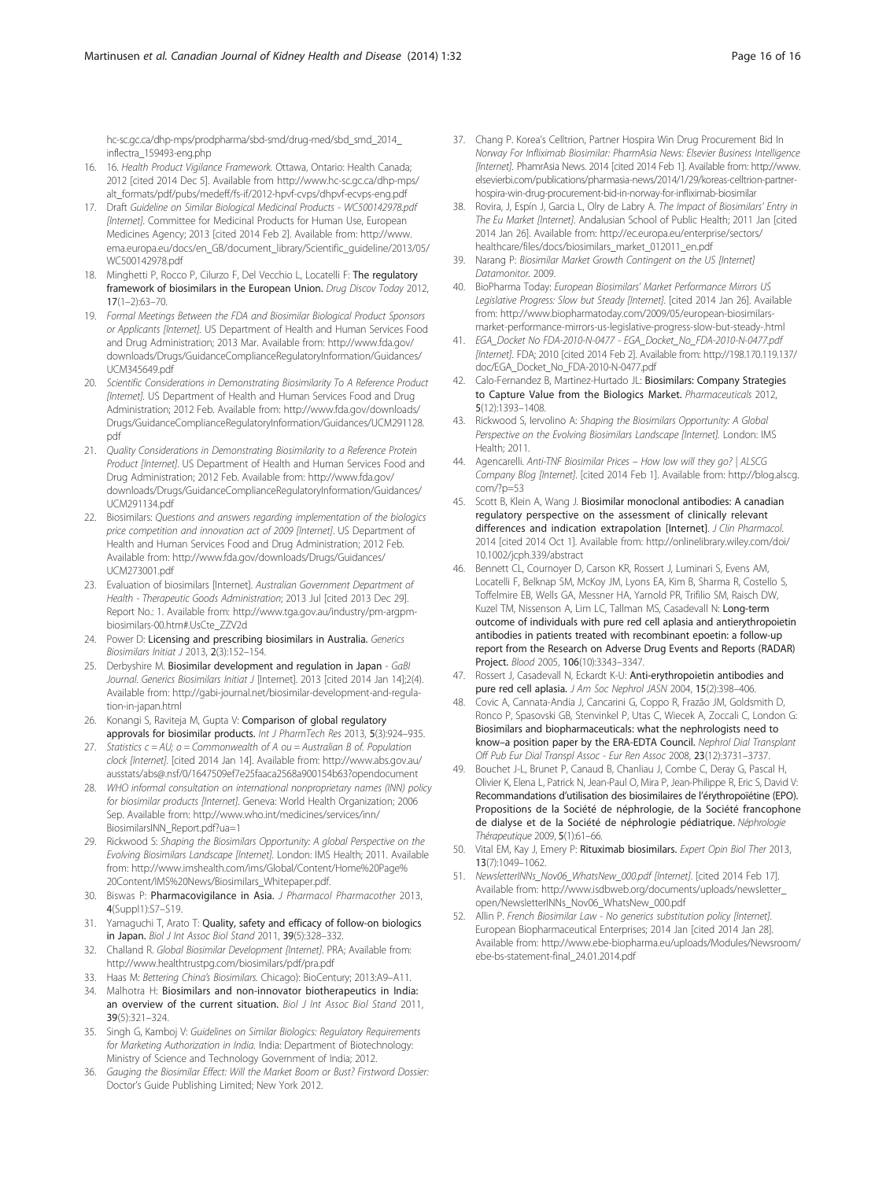hc-sc.gc.ca/dhp-mps/prodpharma/sbd-smd/drug-med/sbd_smd_2014_inflectra_159493-eng.php

16. 16. *Health Product Vigilance Framework.* Ottawa, Ontario: Health Canada; 2012 [cited 2014 Dec 5]. Available from http://www.hc-sc.gc.ca/dhp-mps/alt_formats/pdf/pubs/medeff/fs-if/2012-hpvf-cvps/dhpvf-ecvps-eng.pdf
17. Draft *Guideline on Similar Biological Medicinal Products - WC500142978.pdf [Internet].* Committee for Medicinal Products for Human Use, European Medicines Agency; 2013 [cited 2014 Feb 2]. Available from: http://www.ema.europa.eu/docs/en_GB/document_library/Scientific_guideline/2013/05/WC500142978.pdf
18. Minghetti P, Rocco P, Cilurzo F, Del Vecchio L, Locatelli F: **The regulatory framework of biosimilars in the European Union.** *Drug Discov Today* 2012, **17**(1–2):63–70.
19. *Formal Meetings Between the FDA and Biosimilar Biological Product Sponsors or Applicants [Internet].* US Department of Health and Human Services Food and Drug Administration; 2013 Mar. Available from: http://www.fda.gov/downloads/Drugs/GuidanceComplianceRegulatoryInformation/Guidances/UCM345649.pdf
20. *Scientific Considerations in Demonstrating Biosimilarity To A Reference Product [Internet].* US Department of Health and Human Services Food and Drug Administration; 2012 Feb. Available from: http://www.fda.gov/downloads/Drugs/GuidanceComplianceRegulatoryInformation/Guidances/UCM291128.pdf
21. *Quality Considerations in Demonstrating Biosimilarity to a Reference Protein Product [Internet].* US Department of Health and Human Services Food and Drug Administration; 2012 Feb. Available from: http://www.fda.gov/downloads/Drugs/GuidanceComplianceRegulatoryInformation/Guidances/UCM291134.pdf
22. Biosimilars: *Questions and answers regarding implementation of the biologics price competition and innovation act of 2009 [Internet].* US Department of Health and Human Services Food and Drug Administration; 2012 Feb. Available from: http://www.fda.gov/downloads/Drugs/Guidances/UCM273001.pdf
23. Evaluation of biosimilars [Internet]. *Australian Government Department of Health - Therapeutic Goods Administration*; 2013 Jul [cited 2013 Dec 29]. Report No.: 1. Available from: http://www.tga.gov.au/industry/pm-argpm-biosimilars-00.htm#.UsCte_ZZV2d
24. Power D: **Licensing and prescribing biosimilars in Australia.** *Generics Biosimilars Initiat J* 2013, **2**(3):152–154.
25. Derbyshire M. **Biosimilar development and regulation in Japan** - *GaBI Journal. Generics Biosimilars Initiat J* [Internet]. 2013 [cited 2014 Jan 14];2(4). Available from: http://gabi-journal.net/biosimilar-development-and-regulation-in-japan.html
26. Konangi S, Raviteja M, Gupta V: **Comparison of global regulatory approvals for biosimilar products.** *Int J PharmTech Res* 2013, **5**(3):924–935.
27. *Statistics c = AU; o = Commonwealth of A ou = Australian B of. Population clock [Internet].* [cited 2014 Jan 14]. Available from: http://www.abs.gov.au/ausstats/abs@.nsf/0/1647509ef7e25faaca2568a900154b63?opendocument
28. *WHO informal consultation on international nonproprietary names (INN) policy for biosimilar products [Internet].* Geneva: World Health Organization; 2006 Sep. Available from: http://www.who.int/medicines/services/inn/BiosimilarsINN_Report.pdf?ua=1
29. Rickwood S: *Shaping the Biosimilars Opportunity: A global Perspective on the Evolving Biosimilars Landscape [Internet].* London: IMS Health; 2011. Available from: http://www.imshealth.com/ims/Global/Content/Home%20Page%20Content/IMS%20News/Biosimilars_Whitepaper.pdf.
30. Biswas P: **Pharmacovigilance in Asia.** *J Pharmacol Pharmacother* 2013, **4**(Suppl1):S7–S19.
31. Yamaguchi T, Arato T: **Quality, safety and efficacy of follow-on biologics in Japan.** *Biol J Int Assoc Biol Stand* 2011, **39**(5):328–332.
32. Challand R. *Global Biosimilar Development [Internet].* PRA; Available from: http://www.healthtrustpg.com/biosimilars/pdf/pra.pdf
33. Haas M: *Bettering China's Biosimilars.* Chicago): BioCentury; 2013:A9–A11.
34. Malhotra H: **Biosimilars and non-innovator biotherapeutics in India: an overview of the current situation.** *Biol J Int Assoc Biol Stand* 2011, **39**(5):321–324.
35. Singh G, Kamboj V: *Guidelines on Similar Biologics: Regulatory Requirements for Marketing Authorization in India.* India: Department of Biotechnology: Ministry of Science and Technology Government of India; 2012.
36. *Gauging the Biosimilar Effect: Will the Market Boom or Bust? Firstword Dossier:* Doctor's Guide Publishing Limited; New York 2012.
37. Chang P. Korea's Celltrion, Partner Hospira Win Drug Procurement Bid In *Norway For Infliximab Biosimilar: PharmAsia News: Elsevier Business Intelligence [Internet].* PhamrAsia News. 2014 [cited 2014 Feb 1]. Available from: http://www.elsevierbi.com/publications/pharmasia-news/2014/1/29/koreas-celltrion-partner-hospira-win-drug-procurement-bid-in-norway-for-infliximab-biosimilar
38. Rovira, J, Espín J, Garcia L, Olry de Labry A. *The Impact of Biosimilars' Entry in The Eu Market [Internet].* Andalusian School of Public Health; 2011 Jan [cited 2014 Jan 26]. Available from: http://ec.europa.eu/enterprise/sectors/healthcare/files/docs/biosimilars_market_012011_en.pdf
39. Narang P: *Biosimilar Market Growth Contingent on the US [Internet] Datamonitor.* 2009.
40. BioPharma Today: *European Biosimilars' Market Performance Mirrors US Legislative Progress: Slow but Steady [Internet].* [cited 2014 Jan 26]. Available from: http://www.biopharmatoday.com/2009/05/european-biosimilars-market-performance-mirrors-us-legislative-progress-slow-but-steady-.html
41. *EGA_Docket No FDA-2010-N-0477 - EGA_Docket_No_FDA-2010-N-0477.pdf [Internet].* FDA; 2010 [cited 2014 Feb 2]. Available from: http://198.170.119.137/doc/EGA_Docket_No_FDA-2010-N-0477.pdf
42. Calo-Fernandez B, Martinez-Hurtado JL: **Biosimilars: Company Strategies to Capture Value from the Biologics Market.** *Pharmaceuticals* 2012, **5**(12):1393–1408.
43. Rickwood S, Iervolino A: *Shaping the Biosimilars Opportunity: A Global Perspective on the Evolving Biosimilars Landscape [Internet].* London: IMS Health; 2011.
44. Agencarelli. *Anti-TNF Biosimilar Prices – How low will they go? | ALSCG Company Blog [Internet].* [cited 2014 Feb 1]. Available from: http://blog.alscg.com/?p=53
45. Scott B, Klein A, Wang J. **Biosimilar monoclonal antibodies: A canadian regulatory perspective on the assessment of clinically relevant differences and indication extrapolation [Internet].** *J Clin Pharmacol.* 2014 [cited 2014 Oct 1]. Available from: http://onlinelibrary.wiley.com/doi/10.1002/jcph.339/abstract
46. Bennett CL, Cournoyer D, Carson KR, Rossert J, Luminari S, Evens AM, Locatelli F, Belknap SM, McKoy JM, Lyons EA, Kim B, Sharma R, Costello S, Toffelmire EB, Wells GA, Messner HA, Yarnold PR, Trifilio SM, Raisch DW, Kuzel TM, Nissenson A, Lim LC, Tallman MS, Casadevall N: **Long-term outcome of individuals with pure red cell aplasia and antierythropoietin antibodies in patients treated with recombinant epoetin: a follow-up report from the Research on Adverse Drug Events and Reports (RADAR) Project.** *Blood* 2005, **106**(10):3343–3347.
47. Rossert J, Casadevall N, Eckardt K-U: **Anti-erythropoietin antibodies and pure red cell aplasia.** *J Am Soc Nephrol JASN* 2004, **15**(2):398–406.
48. Covic A, Cannata-Andia J, Cancarini G, Coppo R, Frazão JM, Goldsmith D, Ronco P, Spasovski GB, Stenvinkel P, Utas C, Wiecek A, Zoccali C, London G: **Biosimilars and biopharmaceuticals: what the nephrologists need to know–a position paper by the ERA-EDTA Council.** *Nephrol Dial Transplant Off Pub Eur Dial Transpl Assoc - Eur Ren Assoc* 2008, **23**(12):3731–3737.
49. Bouchet J-L, Brunet P, Canaud B, Chanliau J, Combe C, Deray G, Pascal H, Olivier K, Elena L, Patrick N, Jean-Paul O, Mira P, Jean-Philippe R, Eric S, David V: **Recommandations d'utilisation des biosimilaires de l'érythropoïétine (EPO). Propositions de la Société de néphrologie, de la Société francophone de dialyse et de la Société de néphrologie pédiatrique.** *Néphrologie Thérapeutique* 2009, **5**(1):61–66.
50. Vital EM, Kay J, Emery P: **Rituximab biosimilars.** *Expert Opin Biol Ther* 2013, **13**(7):1049–1062.
51. *NewsletterINNs_Nov06_WhatsNew_000.pdf [Internet].* [cited 2014 Feb 17]. Available from: http://www.isdbweb.org/documents/uploads/newsletter_open/NewsletterINNs_Nov06_WhatsNew_000.pdf
52. Allin P. *French Biosimilar Law - No generics substitution policy [Internet].* European Biopharmaceutical Enterprises; 2014 Jan [cited 2014 Jan 28]. Available from: http://www.ebe-biopharma.eu/uploads/Modules/Newsroom/ebe-bs-statement-final_24.01.2014.pdf